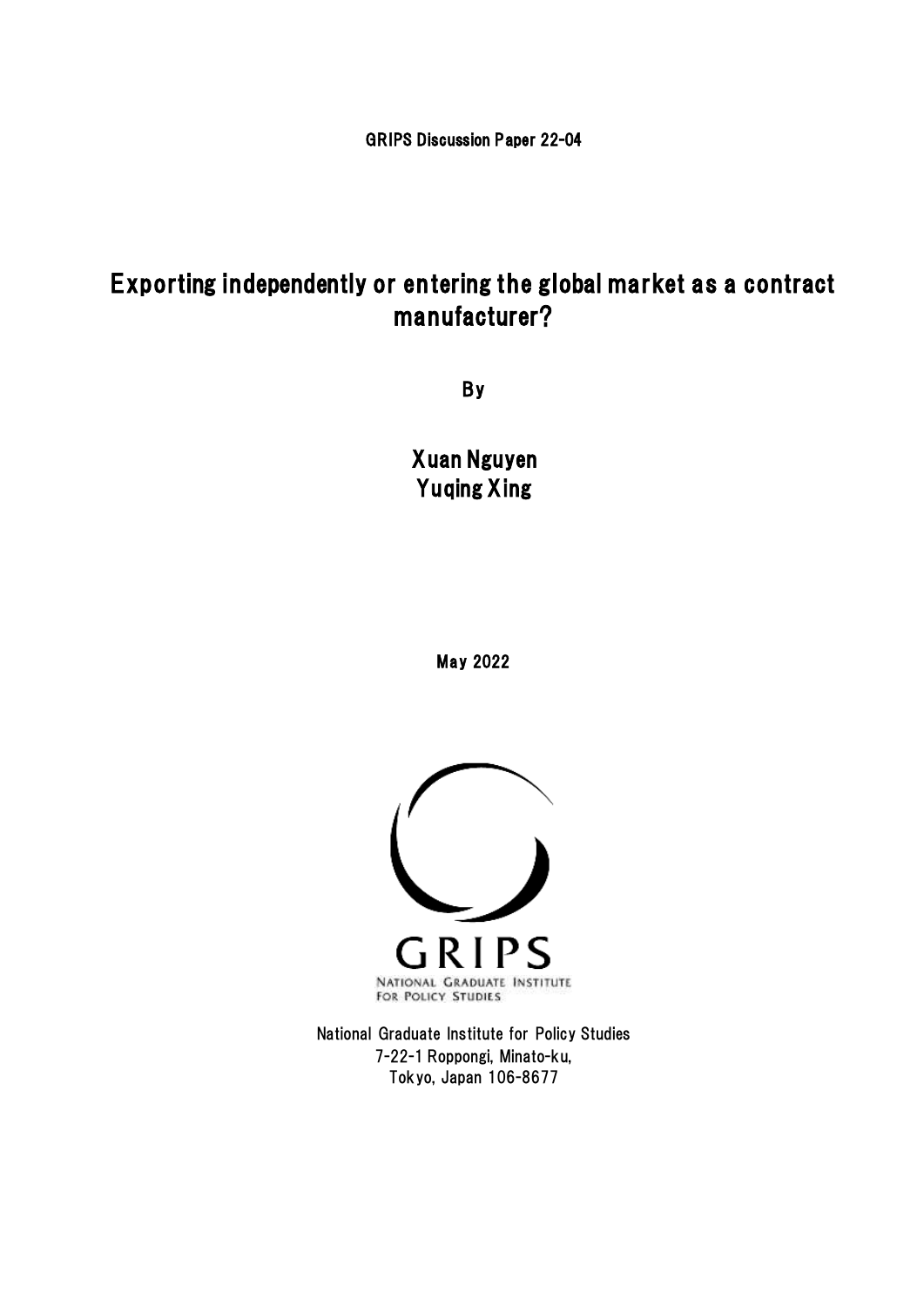GRIPS Discussion Paper 22-04

# Exporting independently or entering the global market as a contract manufacturer?

By

Xuan Nguyen
Yuqing Xing

May 2022

GRIPS
NATIONAL GRADUATE INSTITUTE FOR POLICY STUDIES

National Graduate Institute for Policy Studies
7-22-1 Roppongi, Minato-ku,
Tokyo, Japan 106-8677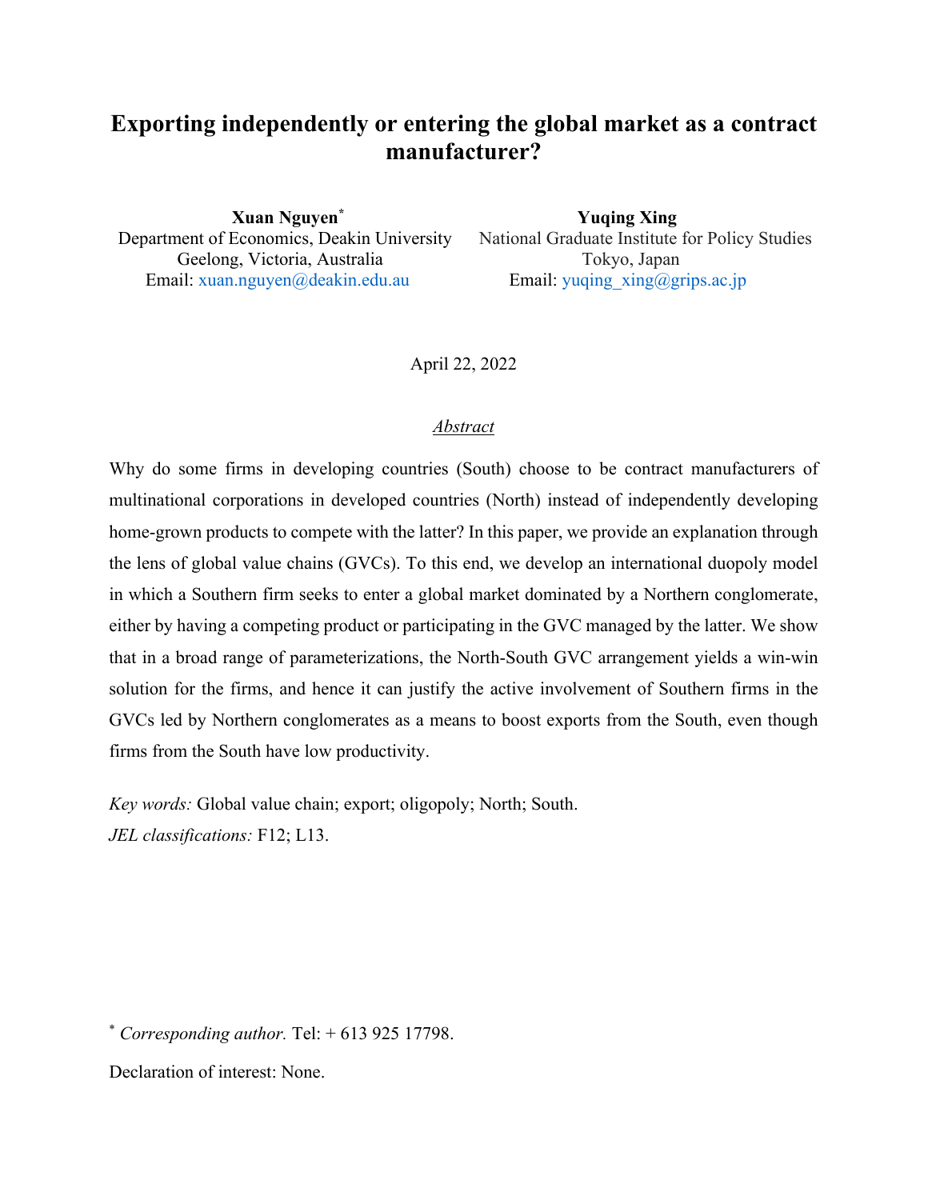# Exporting independently or entering the global market as a contract manufacturer?

**Xuan Nguyen**[*]
Department of Economics, Deakin University
Geelong, Victoria, Australia
Email: xuan.nguyen@deakin.edu.au

**Yuqing Xing**
National Graduate Institute for Policy Studies
Tokyo, Japan
Email: yuqing_xing@grips.ac.jp

April 22, 2022

## *Abstract*

Why do some firms in developing countries (South) choose to be contract manufacturers of multinational corporations in developed countries (North) instead of independently developing home-grown products to compete with the latter? In this paper, we provide an explanation through the lens of global value chains (GVCs). To this end, we develop an international duopoly model in which a Southern firm seeks to enter a global market dominated by a Northern conglomerate, either by having a competing product or participating in the GVC managed by the latter. We show that in a broad range of parameterizations, the North-South GVC arrangement yields a win-win solution for the firms, and hence it can justify the active involvement of Southern firms in the GVCs led by Northern conglomerates as a means to boost exports from the South, even though firms from the South have low productivity.

*Key words:* Global value chain; export; oligopoly; North; South.

*JEL classifications:* F12; L13.

[*] *Corresponding author.* Tel: + 613 925 17798.

Declaration of interest: None.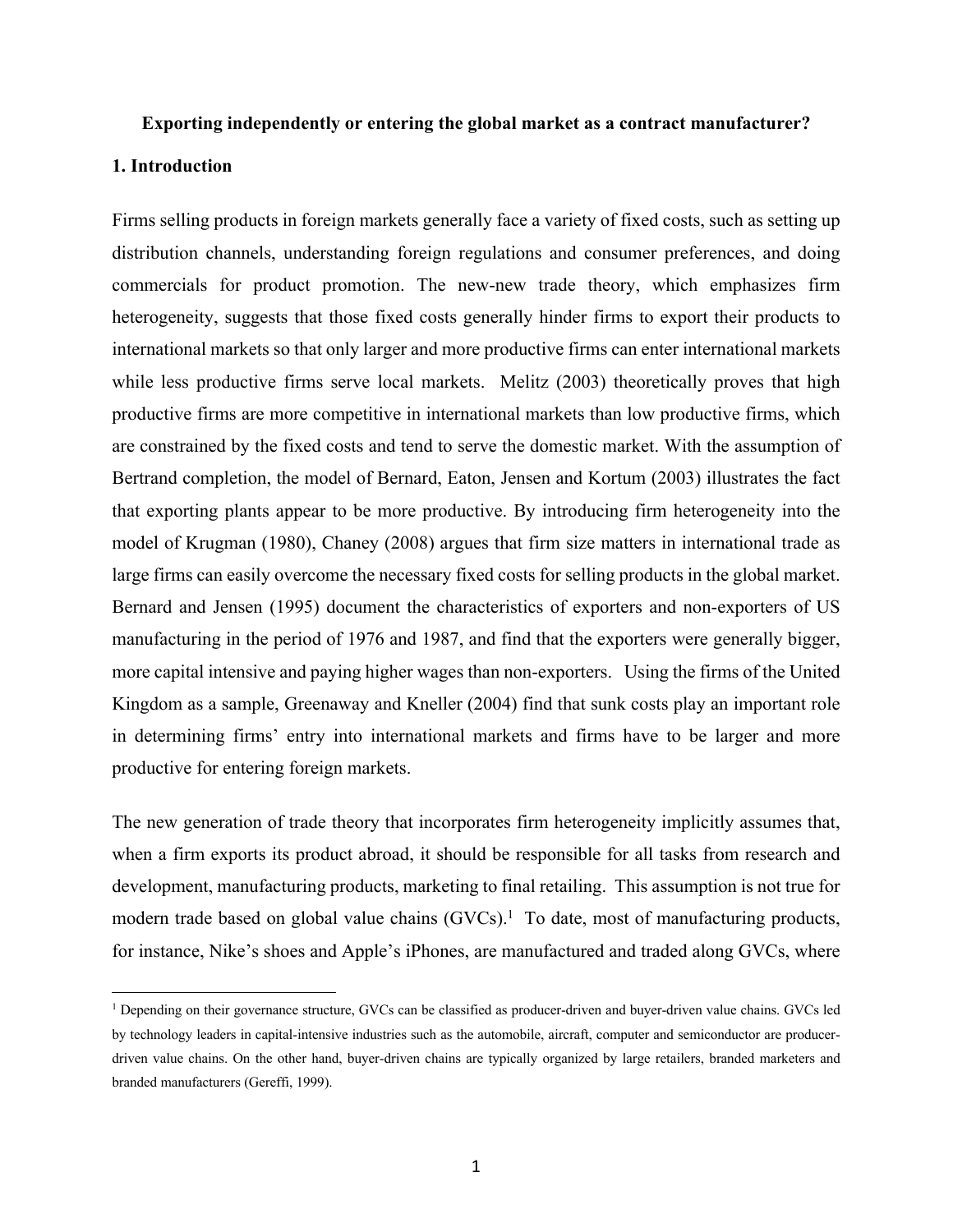**Exporting independently or entering the global market as a contract manufacturer?**

## 1. Introduction

Firms selling products in foreign markets generally face a variety of fixed costs, such as setting up distribution channels, understanding foreign regulations and consumer preferences, and doing commercials for product promotion. The new-new trade theory, which emphasizes firm heterogeneity, suggests that those fixed costs generally hinder firms to export their products to international markets so that only larger and more productive firms can enter international markets while less productive firms serve local markets. Melitz (2003) theoretically proves that high productive firms are more competitive in international markets than low productive firms, which are constrained by the fixed costs and tend to serve the domestic market. With the assumption of Bertrand completion, the model of Bernard, Eaton, Jensen and Kortum (2003) illustrates the fact that exporting plants appear to be more productive. By introducing firm heterogeneity into the model of Krugman (1980), Chaney (2008) argues that firm size matters in international trade as large firms can easily overcome the necessary fixed costs for selling products in the global market. Bernard and Jensen (1995) document the characteristics of exporters and non-exporters of US manufacturing in the period of 1976 and 1987, and find that the exporters were generally bigger, more capital intensive and paying higher wages than non-exporters. Using the firms of the United Kingdom as a sample, Greenaway and Kneller (2004) find that sunk costs play an important role in determining firms' entry into international markets and firms have to be larger and more productive for entering foreign markets.

The new generation of trade theory that incorporates firm heterogeneity implicitly assumes that, when a firm exports its product abroad, it should be responsible for all tasks from research and development, manufacturing products, marketing to final retailing. This assumption is not true for modern trade based on global value chains (GVCs).[1] To date, most of manufacturing products, for instance, Nike's shoes and Apple's iPhones, are manufactured and traded along GVCs, where

[1] Depending on their governance structure, GVCs can be classified as producer-driven and buyer-driven value chains. GVCs led by technology leaders in capital-intensive industries such as the automobile, aircraft, computer and semiconductor are producer-driven value chains. On the other hand, buyer-driven chains are typically organized by large retailers, branded marketers and branded manufacturers (Gereffi, 1999).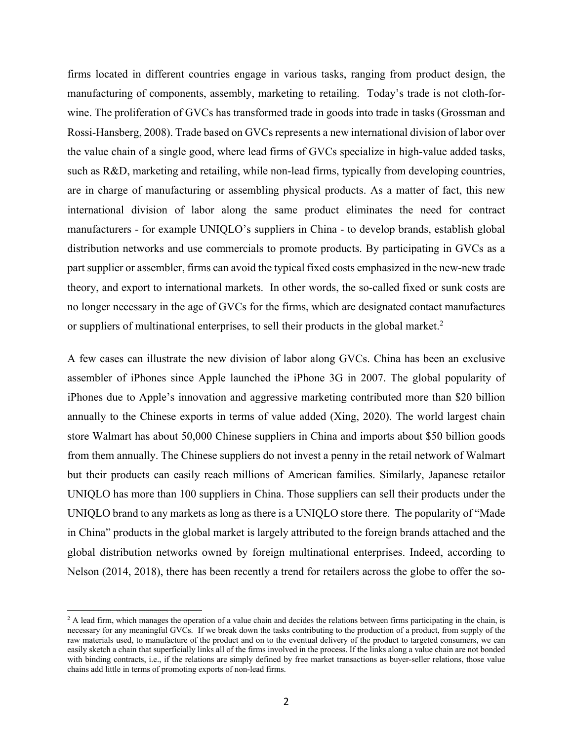firms located in different countries engage in various tasks, ranging from product design, the manufacturing of components, assembly, marketing to retailing. Today's trade is not cloth-for-wine. The proliferation of GVCs has transformed trade in goods into trade in tasks (Grossman and Rossi-Hansberg, 2008). Trade based on GVCs represents a new international division of labor over the value chain of a single good, where lead firms of GVCs specialize in high-value added tasks, such as R&D, marketing and retailing, while non-lead firms, typically from developing countries, are in charge of manufacturing or assembling physical products. As a matter of fact, this new international division of labor along the same product eliminates the need for contract manufacturers - for example UNIQLO's suppliers in China - to develop brands, establish global distribution networks and use commercials to promote products. By participating in GVCs as a part supplier or assembler, firms can avoid the typical fixed costs emphasized in the new-new trade theory, and export to international markets. In other words, the so-called fixed or sunk costs are no longer necessary in the age of GVCs for the firms, which are designated contact manufactures or suppliers of multinational enterprises, to sell their products in the global market.[2]

A few cases can illustrate the new division of labor along GVCs. China has been an exclusive assembler of iPhones since Apple launched the iPhone 3G in 2007. The global popularity of iPhones due to Apple's innovation and aggressive marketing contributed more than \$20 billion annually to the Chinese exports in terms of value added (Xing, 2020). The world largest chain store Walmart has about 50,000 Chinese suppliers in China and imports about \$50 billion goods from them annually. The Chinese suppliers do not invest a penny in the retail network of Walmart but their products can easily reach millions of American families. Similarly, Japanese retailor UNIQLO has more than 100 suppliers in China. Those suppliers can sell their products under the UNIQLO brand to any markets as long as there is a UNIQLO store there. The popularity of "Made in China" products in the global market is largely attributed to the foreign brands attached and the global distribution networks owned by foreign multinational enterprises. Indeed, according to Nelson (2014, 2018), there has been recently a trend for retailers across the globe to offer the so-

[2] A lead firm, which manages the operation of a value chain and decides the relations between firms participating in the chain, is necessary for any meaningful GVCs. If we break down the tasks contributing to the production of a product, from supply of the raw materials used, to manufacture of the product and on to the eventual delivery of the product to targeted consumers, we can easily sketch a chain that superficially links all of the firms involved in the process. If the links along a value chain are not bonded with binding contracts, i.e., if the relations are simply defined by free market transactions as buyer-seller relations, those value chains add little in terms of promoting exports of non-lead firms.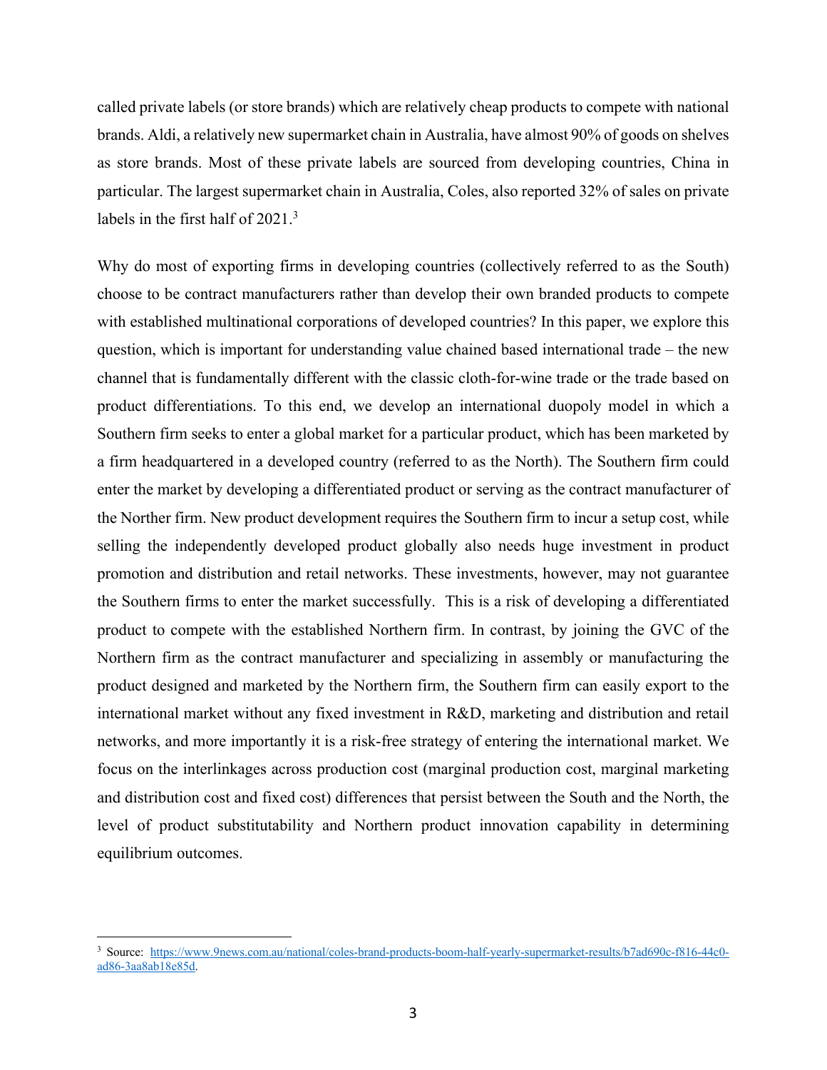called private labels (or store brands) which are relatively cheap products to compete with national brands. Aldi, a relatively new supermarket chain in Australia, have almost 90% of goods on shelves as store brands. Most of these private labels are sourced from developing countries, China in particular. The largest supermarket chain in Australia, Coles, also reported 32% of sales on private labels in the first half of 2021.[3]

Why do most of exporting firms in developing countries (collectively referred to as the South) choose to be contract manufacturers rather than develop their own branded products to compete with established multinational corporations of developed countries? In this paper, we explore this question, which is important for understanding value chained based international trade – the new channel that is fundamentally different with the classic cloth-for-wine trade or the trade based on product differentiations. To this end, we develop an international duopoly model in which a Southern firm seeks to enter a global market for a particular product, which has been marketed by a firm headquartered in a developed country (referred to as the North). The Southern firm could enter the market by developing a differentiated product or serving as the contract manufacturer of the Norther firm. New product development requires the Southern firm to incur a setup cost, while selling the independently developed product globally also needs huge investment in product promotion and distribution and retail networks. These investments, however, may not guarantee the Southern firms to enter the market successfully. This is a risk of developing a differentiated product to compete with the established Northern firm. In contrast, by joining the GVC of the Northern firm as the contract manufacturer and specializing in assembly or manufacturing the product designed and marketed by the Northern firm, the Southern firm can easily export to the international market without any fixed investment in R&D, marketing and distribution and retail networks, and more importantly it is a risk-free strategy of entering the international market. We focus on the interlinkages across production cost (marginal production cost, marginal marketing and distribution cost and fixed cost) differences that persist between the South and the North, the level of product substitutability and Northern product innovation capability in determining equilibrium outcomes.

[3] Source: https://www.9news.com.au/national/coles-brand-products-boom-half-yearly-supermarket-results/b7ad690c-f816-44c0-ad86-3aa8ab18e85d.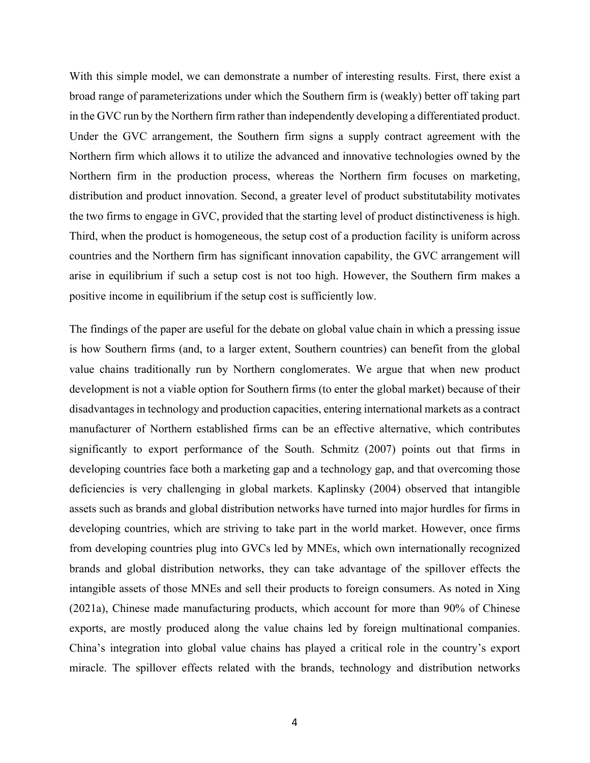With this simple model, we can demonstrate a number of interesting results. First, there exist a broad range of parameterizations under which the Southern firm is (weakly) better off taking part in the GVC run by the Northern firm rather than independently developing a differentiated product. Under the GVC arrangement, the Southern firm signs a supply contract agreement with the Northern firm which allows it to utilize the advanced and innovative technologies owned by the Northern firm in the production process, whereas the Northern firm focuses on marketing, distribution and product innovation. Second, a greater level of product substitutability motivates the two firms to engage in GVC, provided that the starting level of product distinctiveness is high. Third, when the product is homogeneous, the setup cost of a production facility is uniform across countries and the Northern firm has significant innovation capability, the GVC arrangement will arise in equilibrium if such a setup cost is not too high. However, the Southern firm makes a positive income in equilibrium if the setup cost is sufficiently low.

The findings of the paper are useful for the debate on global value chain in which a pressing issue is how Southern firms (and, to a larger extent, Southern countries) can benefit from the global value chains traditionally run by Northern conglomerates. We argue that when new product development is not a viable option for Southern firms (to enter the global market) because of their disadvantages in technology and production capacities, entering international markets as a contract manufacturer of Northern established firms can be an effective alternative, which contributes significantly to export performance of the South. Schmitz (2007) points out that firms in developing countries face both a marketing gap and a technology gap, and that overcoming those deficiencies is very challenging in global markets. Kaplinsky (2004) observed that intangible assets such as brands and global distribution networks have turned into major hurdles for firms in developing countries, which are striving to take part in the world market. However, once firms from developing countries plug into GVCs led by MNEs, which own internationally recognized brands and global distribution networks, they can take advantage of the spillover effects the intangible assets of those MNEs and sell their products to foreign consumers. As noted in Xing (2021a), Chinese made manufacturing products, which account for more than 90% of Chinese exports, are mostly produced along the value chains led by foreign multinational companies. China's integration into global value chains has played a critical role in the country's export miracle. The spillover effects related with the brands, technology and distribution networks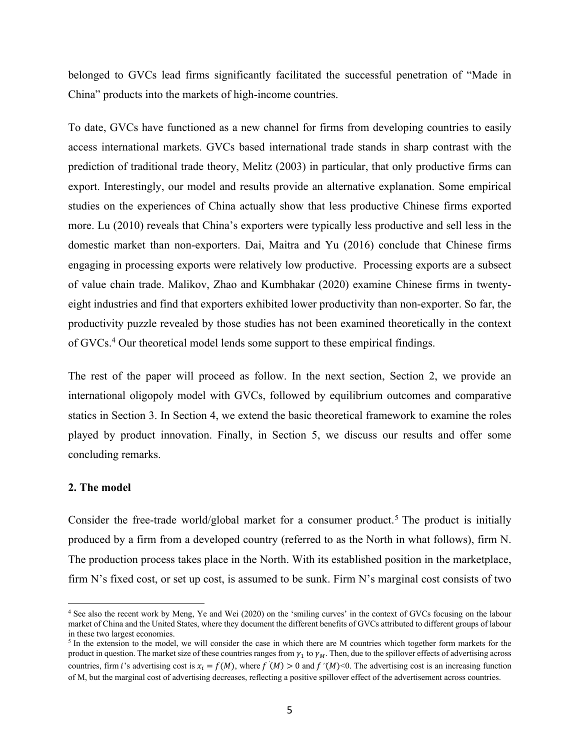belonged to GVCs lead firms significantly facilitated the successful penetration of "Made in China" products into the markets of high-income countries.

To date, GVCs have functioned as a new channel for firms from developing countries to easily access international markets. GVCs based international trade stands in sharp contrast with the prediction of traditional trade theory, Melitz (2003) in particular, that only productive firms can export. Interestingly, our model and results provide an alternative explanation. Some empirical studies on the experiences of China actually show that less productive Chinese firms exported more. Lu (2010) reveals that China's exporters were typically less productive and sell less in the domestic market than non-exporters. Dai, Maitra and Yu (2016) conclude that Chinese firms engaging in processing exports were relatively low productive. Processing exports are a subsect of value chain trade. Malikov, Zhao and Kumbhakar (2020) examine Chinese firms in twenty-eight industries and find that exporters exhibited lower productivity than non-exporter. So far, the productivity puzzle revealed by those studies has not been examined theoretically in the context of GVCs.[4] Our theoretical model lends some support to these empirical findings.

The rest of the paper will proceed as follow. In the next section, Section 2, we provide an international oligopoly model with GVCs, followed by equilibrium outcomes and comparative statics in Section 3. In Section 4, we extend the basic theoretical framework to examine the roles played by product innovation. Finally, in Section 5, we discuss our results and offer some concluding remarks.

## 2. The model

Consider the free-trade world/global market for a consumer product.[5] The product is initially produced by a firm from a developed country (referred to as the North in what follows), firm N. The production process takes place in the North. With its established position in the marketplace, firm N's fixed cost, or set up cost, is assumed to be sunk. Firm N's marginal cost consists of two

---

[4] See also the recent work by Meng, Ye and Wei (2020) on the 'smiling curves' in the context of GVCs focusing on the labour market of China and the United States, where they document the different benefits of GVCs attributed to different groups of labour in these two largest economies.

[5] In the extension to the model, we will consider the case in which there are M countries which together form markets for the product in question. The market size of these countries ranges from $\gamma_1$ to $\gamma_M$. Then, due to the spillover effects of advertising across countries, firm $i$'s advertising cost is $x_i = f(M)$, where $f'(M) > 0$ and $f''(M) < 0$. The advertising cost is an increasing function of M, but the marginal cost of advertising decreases, reflecting a positive spillover effect of the advertisement across countries.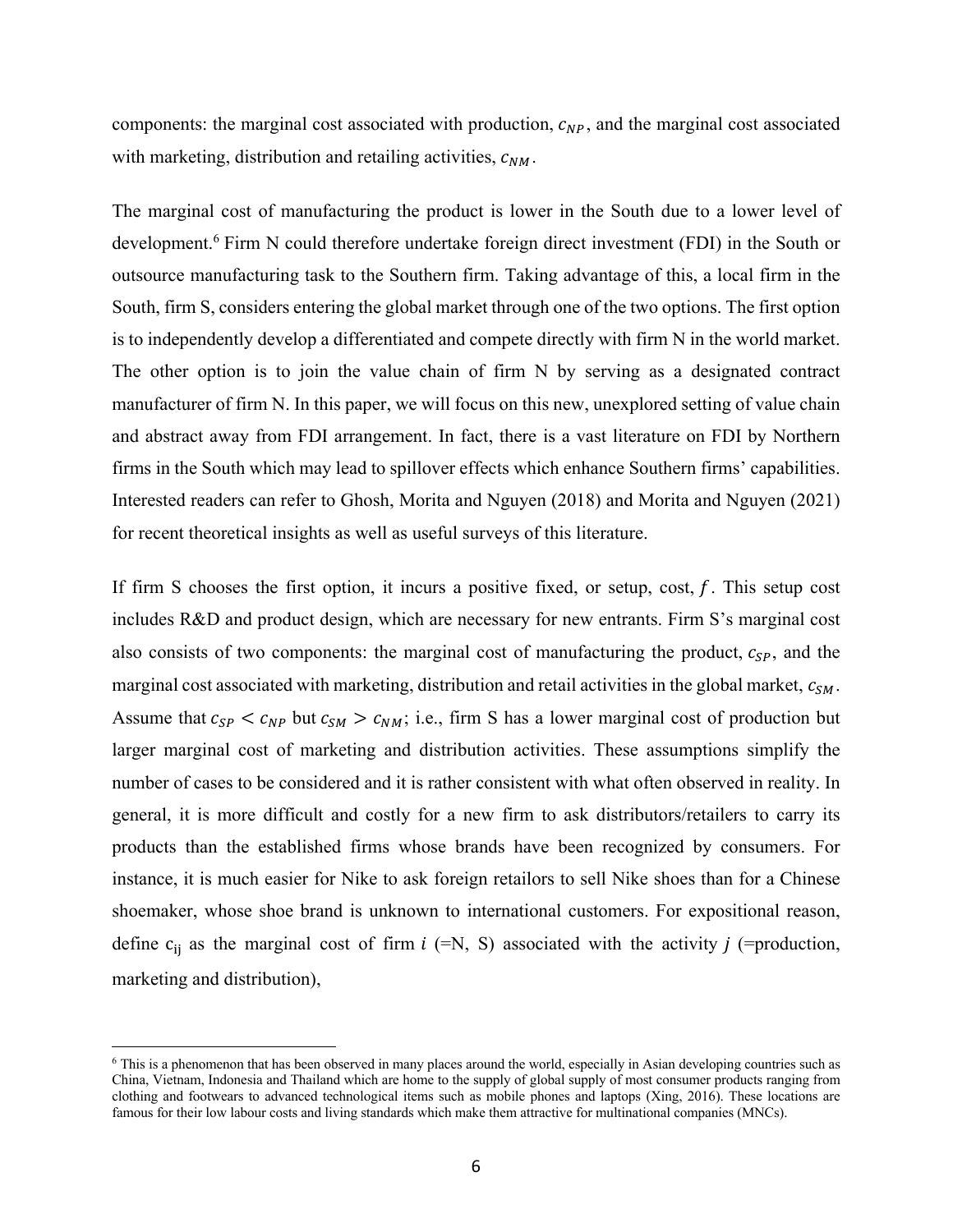components: the marginal cost associated with production, $c_{NP}$, and the marginal cost associated with marketing, distribution and retailing activities, $c_{NM}$.

The marginal cost of manufacturing the product is lower in the South due to a lower level of development.[6] Firm N could therefore undertake foreign direct investment (FDI) in the South or outsource manufacturing task to the Southern firm. Taking advantage of this, a local firm in the South, firm S, considers entering the global market through one of the two options. The first option is to independently develop a differentiated and compete directly with firm N in the world market. The other option is to join the value chain of firm N by serving as a designated contract manufacturer of firm N. In this paper, we will focus on this new, unexplored setting of value chain and abstract away from FDI arrangement. In fact, there is a vast literature on FDI by Northern firms in the South which may lead to spillover effects which enhance Southern firms' capabilities. Interested readers can refer to Ghosh, Morita and Nguyen (2018) and Morita and Nguyen (2021) for recent theoretical insights as well as useful surveys of this literature.

If firm S chooses the first option, it incurs a positive fixed, or setup, cost, $f$. This setup cost includes R&D and product design, which are necessary for new entrants. Firm S's marginal cost also consists of two components: the marginal cost of manufacturing the product, $c_{SP}$, and the marginal cost associated with marketing, distribution and retail activities in the global market, $c_{SM}$. Assume that $c_{SP} < c_{NP}$ but $c_{SM} > c_{NM}$; i.e., firm S has a lower marginal cost of production but larger marginal cost of marketing and distribution activities. These assumptions simplify the number of cases to be considered and it is rather consistent with what often observed in reality. In general, it is more difficult and costly for a new firm to ask distributors/retailers to carry its products than the established firms whose brands have been recognized by consumers. For instance, it is much easier for Nike to ask foreign retailors to sell Nike shoes than for a Chinese shoemaker, whose shoe brand is unknown to international customers. For expositional reason, define $c_{ij}$ as the marginal cost of firm $i$ (=N, S) associated with the activity $j$ (=production, marketing and distribution),

[6] This is a phenomenon that has been observed in many places around the world, especially in Asian developing countries such as China, Vietnam, Indonesia and Thailand which are home to the supply of global supply of most consumer products ranging from clothing and footwears to advanced technological items such as mobile phones and laptops (Xing, 2016). These locations are famous for their low labour costs and living standards which make them attractive for multinational companies (MNCs).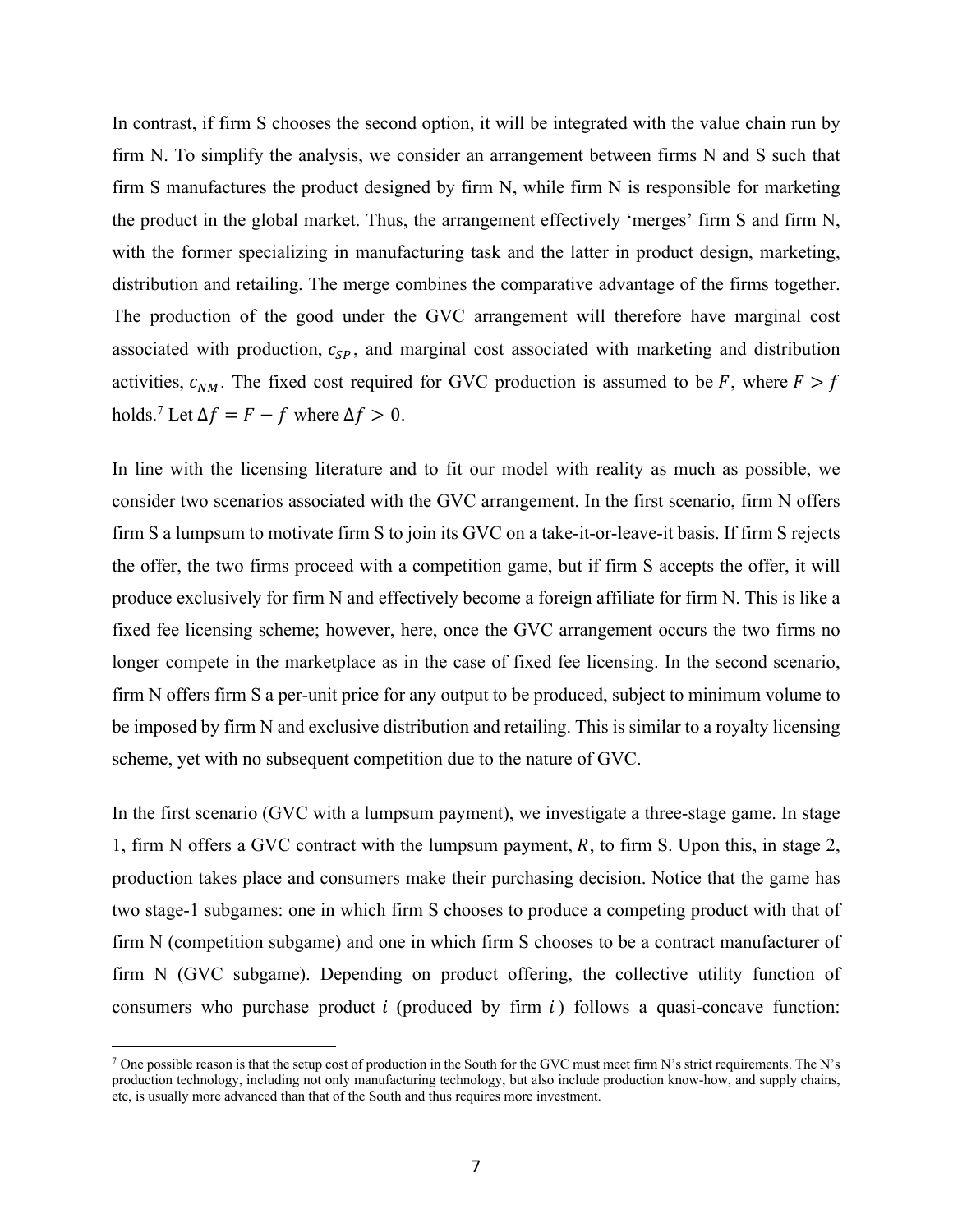In contrast, if firm S chooses the second option, it will be integrated with the value chain run by firm N. To simplify the analysis, we consider an arrangement between firms N and S such that firm S manufactures the product designed by firm N, while firm N is responsible for marketing the product in the global market. Thus, the arrangement effectively 'merges' firm S and firm N, with the former specializing in manufacturing task and the latter in product design, marketing, distribution and retailing. The merge combines the comparative advantage of the firms together. The production of the good under the GVC arrangement will therefore have marginal cost associated with production, $c_{SP}$, and marginal cost associated with marketing and distribution activities, $c_{NM}$. The fixed cost required for GVC production is assumed to be $F$, where $F > f$ holds.[7] Let $\Delta f = F - f$ where $\Delta f > 0$.

In line with the licensing literature and to fit our model with reality as much as possible, we consider two scenarios associated with the GVC arrangement. In the first scenario, firm N offers firm S a lumpsum to motivate firm S to join its GVC on a take-it-or-leave-it basis. If firm S rejects the offer, the two firms proceed with a competition game, but if firm S accepts the offer, it will produce exclusively for firm N and effectively become a foreign affiliate for firm N. This is like a fixed fee licensing scheme; however, here, once the GVC arrangement occurs the two firms no longer compete in the marketplace as in the case of fixed fee licensing. In the second scenario, firm N offers firm S a per-unit price for any output to be produced, subject to minimum volume to be imposed by firm N and exclusive distribution and retailing. This is similar to a royalty licensing scheme, yet with no subsequent competition due to the nature of GVC.

In the first scenario (GVC with a lumpsum payment), we investigate a three-stage game. In stage 1, firm N offers a GVC contract with the lumpsum payment, $R$, to firm S. Upon this, in stage 2, production takes place and consumers make their purchasing decision. Notice that the game has two stage-1 subgames: one in which firm S chooses to produce a competing product with that of firm N (competition subgame) and one in which firm S chooses to be a contract manufacturer of firm N (GVC subgame). Depending on product offering, the collective utility function of consumers who purchase product $i$ (produced by firm $i$) follows a quasi-concave function:

[7] One possible reason is that the setup cost of production in the South for the GVC must meet firm N's strict requirements. The N's production technology, including not only manufacturing technology, but also include production know-how, and supply chains, etc, is usually more advanced than that of the South and thus requires more investment.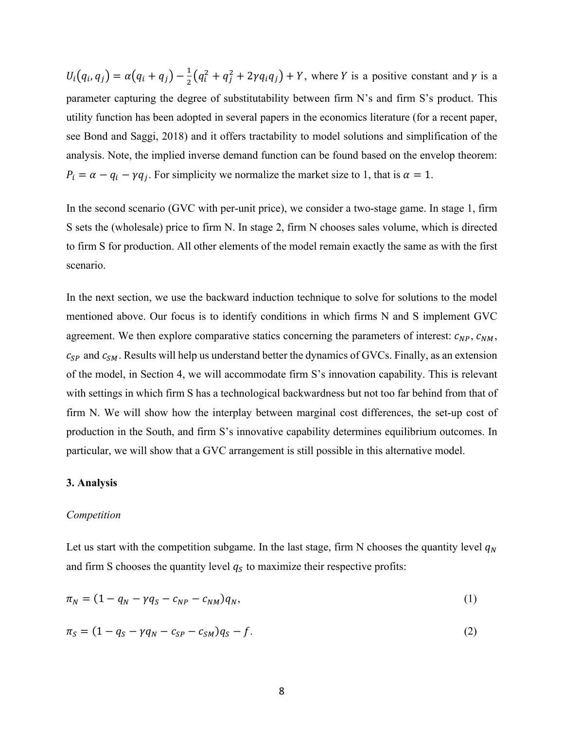$U_i(q_i, q_j) = \alpha(q_i + q_j) - \frac{1}{2}(q_i^2 + q_j^2 + 2\gamma q_i q_j) + Y$, where $Y$ is a positive constant and $\gamma$ is a parameter capturing the degree of substitutability between firm N's and firm S's product. This utility function has been adopted in several papers in the economics literature (for a recent paper, see Bond and Saggi, 2018) and it offers tractability to model solutions and simplification of the analysis. Note, the implied inverse demand function can be found based on the envelop theorem: $P_i = \alpha - q_i - \gamma q_j$. For simplicity we normalize the market size to 1, that is $\alpha = 1$.

In the second scenario (GVC with per-unit price), we consider a two-stage game. In stage 1, firm S sets the (wholesale) price to firm N. In stage 2, firm N chooses sales volume, which is directed to firm S for production. All other elements of the model remain exactly the same as with the first scenario.

In the next section, we use the backward induction technique to solve for solutions to the model mentioned above. Our focus is to identify conditions in which firms N and S implement GVC agreement. We then explore comparative statics concerning the parameters of interest: $c_{NP}$, $c_{NM}$, $c_{SP}$ and $c_{SM}$. Results will help us understand better the dynamics of GVCs. Finally, as an extension of the model, in Section 4, we will accommodate firm S's innovation capability. This is relevant with settings in which firm S has a technological backwardness but not too far behind from that of firm N. We will show how the interplay between marginal cost differences, the set-up cost of production in the South, and firm S's innovative capability determines equilibrium outcomes. In particular, we will show that a GVC arrangement is still possible in this alternative model.

## 3. Analysis

*Competition*

Let us start with the competition subgame. In the last stage, firm N chooses the quantity level $q_N$ and firm S chooses the quantity level $q_S$ to maximize their respective profits:

$$\pi_N = (1 - q_N - \gamma q_S - c_{NP} - c_{NM})q_N, \tag{1}$$

$$\pi_S = (1 - q_S - \gamma q_N - c_{SP} - c_{SM})q_S - f. \tag{2}$$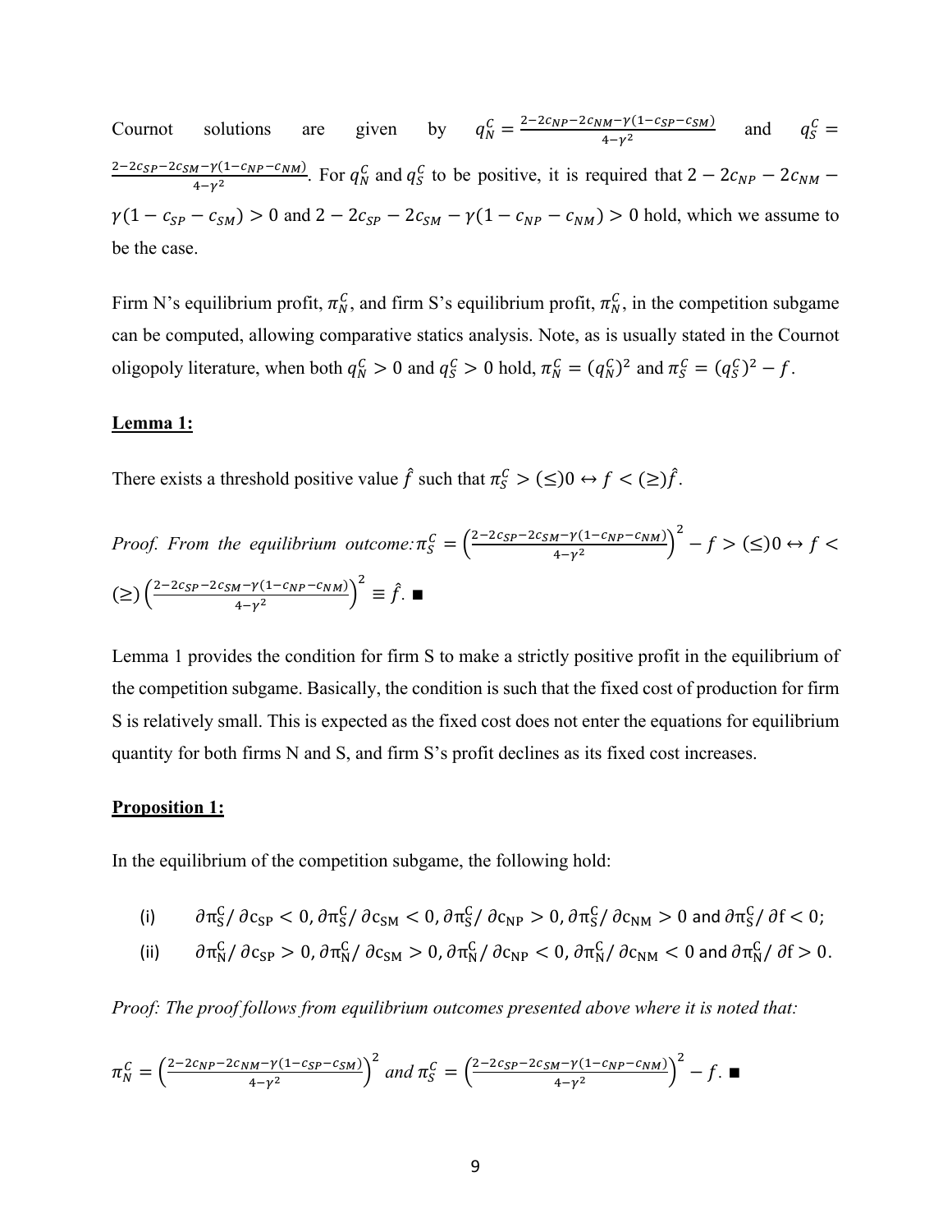Cournot solutions are given by $q_N^C = \frac{2-2c_{NP}-2c_{NM}-\gamma(1-c_{SP}-c_{SM})}{4-\gamma^2}$ and $q_S^C = \frac{2-2c_{SP}-2c_{SM}-\gamma(1-c_{NP}-c_{NM})}{4-\gamma^2}$. For $q_N^C$ and $q_S^C$ to be positive, it is required that $2-2c_{NP}-2c_{NM}-\gamma(1-c_{SP}-c_{SM})>0$ and $2-2c_{SP}-2c_{SM}-\gamma(1-c_{NP}-c_{NM})>0$ hold, which we assume to be the case.

Firm N's equilibrium profit, $\pi_N^C$, and firm S's equilibrium profit, $\pi_N^C$, in the competition subgame can be computed, allowing comparative statics analysis. Note, as is usually stated in the Cournot oligopoly literature, when both $q_N^C > 0$ and $q_S^C > 0$ hold, $\pi_N^C = (q_N^C)^2$ and $\pi_S^C = (q_S^C)^2 - f$.

**Lemma 1:**

There exists a threshold positive value $\hat{f}$ such that $\pi_S^C > (\leq) 0 \leftrightarrow f < (\geq) \hat{f}$.

*Proof. From the equilibrium outcome:* $\pi_S^C = \left(\frac{2-2c_{SP}-2c_{SM}-\gamma(1-c_{NP}-c_{NM})}{4-\gamma^2}\right)^2 - f > (\leq) 0 \leftrightarrow f < (\geq) \left(\frac{2-2c_{SP}-2c_{SM}-\gamma(1-c_{NP}-c_{NM})}{4-\gamma^2}\right)^2 \equiv \hat{f}$. ■

Lemma 1 provides the condition for firm S to make a strictly positive profit in the equilibrium of the competition subgame. Basically, the condition is such that the fixed cost of production for firm S is relatively small. This is expected as the fixed cost does not enter the equations for equilibrium quantity for both firms N and S, and firm S's profit declines as its fixed cost increases.

**Proposition 1:**

In the equilibrium of the competition subgame, the following hold:

(i) $\partial\pi_S^C/\partial c_{SP} < 0, \partial\pi_S^C/\partial c_{SM} < 0, \partial\pi_S^C/\partial c_{NP} > 0, \partial\pi_S^C/\partial c_{NM} > 0$ and $\partial\pi_S^C/\partial f < 0$;

(ii) $\partial\pi_N^C/\partial c_{SP} > 0, \partial\pi_N^C/\partial c_{SM} > 0, \partial\pi_N^C/\partial c_{NP} < 0, \partial\pi_N^C/\partial c_{NM} < 0$ and $\partial\pi_N^C/\partial f > 0$.

*Proof: The proof follows from equilibrium outcomes presented above where it is noted that:*

$$\pi_N^C = \left(\frac{2-2c_{NP}-2c_{NM}-\gamma(1-c_{SP}-c_{SM})}{4-\gamma^2}\right)^2 \text{ and } \pi_S^C = \left(\frac{2-2c_{SP}-2c_{SM}-\gamma(1-c_{NP}-c_{NM})}{4-\gamma^2}\right)^2 - f. \blacksquare$$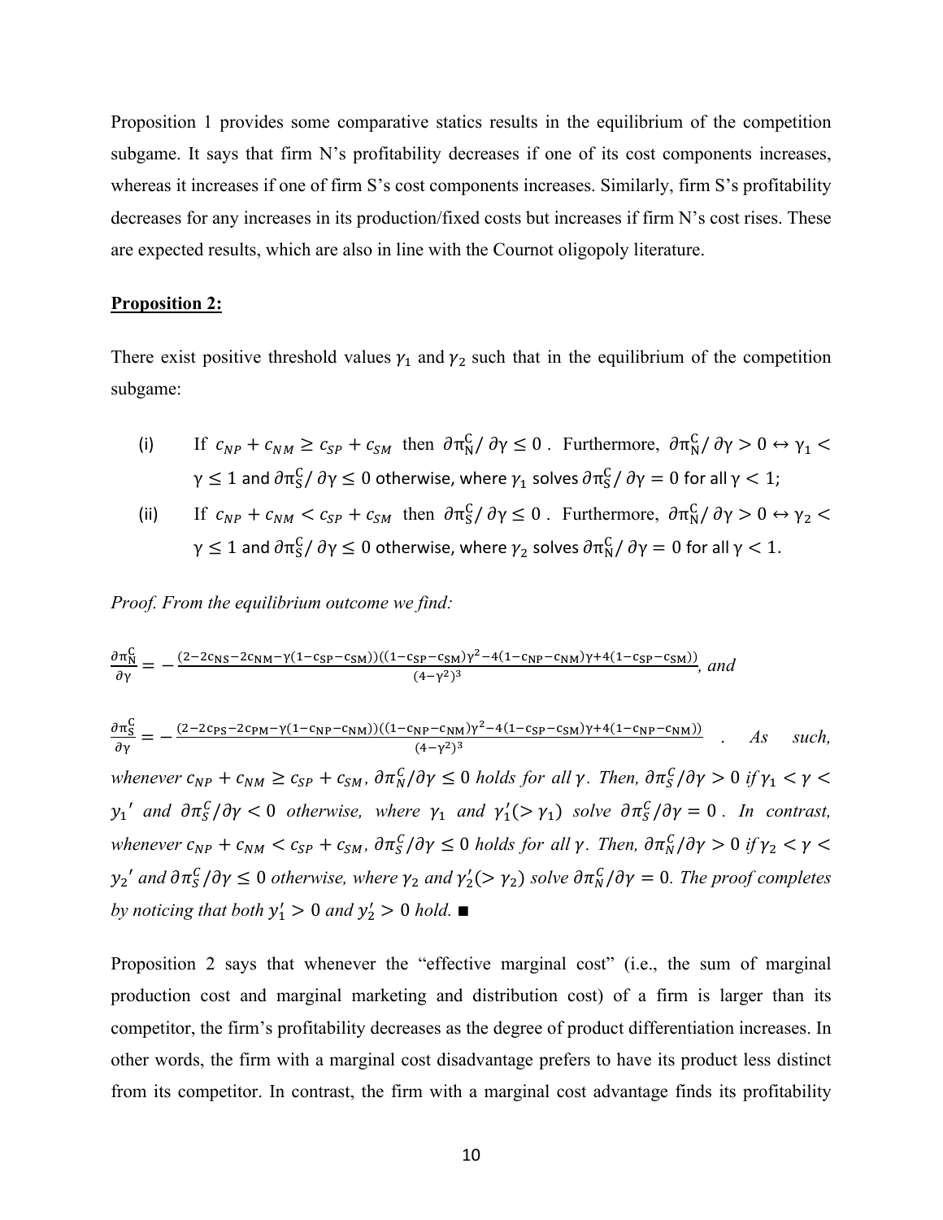Proposition 1 provides some comparative statics results in the equilibrium of the competition subgame. It says that firm N's profitability decreases if one of its cost components increases, whereas it increases if one of firm S's cost components increases. Similarly, firm S's profitability decreases for any increases in its production/fixed costs but increases if firm N's cost rises. These are expected results, which are also in line with the Cournot oligopoly literature.

**Proposition 2:**

There exist positive threshold values $\gamma_1$ and $\gamma_2$ such that in the equilibrium of the competition subgame:

(i) If $c_{NP} + c_{NM} \geq c_{SP} + c_{SM}$ then $\partial \pi_N^C / \partial \gamma \leq 0$. Furthermore, $\partial \pi_N^C / \partial \gamma > 0 \leftrightarrow \gamma_1 < \gamma \leq 1$ and $\partial \pi_S^C / \partial \gamma \leq 0$ otherwise, where $\gamma_1$ solves $\partial \pi_S^C / \partial \gamma = 0$ for all $\gamma < 1$;

(ii) If $c_{NP} + c_{NM} < c_{SP} + c_{SM}$ then $\partial \pi_S^C / \partial \gamma \leq 0$. Furthermore, $\partial \pi_N^C / \partial \gamma > 0 \leftrightarrow \gamma_2 < \gamma \leq 1$ and $\partial \pi_S^C / \partial \gamma \leq 0$ otherwise, where $\gamma_2$ solves $\partial \pi_N^C / \partial \gamma = 0$ for all $\gamma < 1$.

*Proof. From the equilibrium outcome we find:*

$$\frac{\partial \pi_N^C}{\partial \gamma} = -\frac{(2-2c_{NS}-2c_{NM}-\gamma(1-c_{SP}-c_{SM}))((1-c_{SP}-c_{SM})\gamma^2-4(1-c_{NP}-c_{NM})\gamma+4(1-c_{SP}-c_{SM}))}{(4-\gamma^2)^3},$$ *and*

$$\frac{\partial \pi_S^C}{\partial \gamma} = -\frac{(2-2c_{PS}-2c_{PM}-\gamma(1-c_{NP}-c_{NM}))((1-c_{NP}-c_{NM})\gamma^2-4(1-c_{SP}-c_{SM})\gamma+4(1-c_{NP}-c_{NM}))}{(4-\gamma^2)^3}.$$

*As such, whenever $c_{NP} + c_{NM} \geq c_{SP} + c_{SM}$, $\partial \pi_N^C / \partial \gamma \leq 0$ holds for all $\gamma$. Then, $\partial \pi_S^C / \partial \gamma > 0$ if $\gamma_1 < \gamma < y_1'$ and $\partial \pi_S^C / \partial \gamma < 0$ otherwise, where $\gamma_1$ and $\gamma_1' (> \gamma_1)$ solve $\partial \pi_S^C / \partial \gamma = 0$. In contrast, whenever $c_{NP} + c_{NM} < c_{SP} + c_{SM}$, $\partial \pi_S^C / \partial \gamma \leq 0$ holds for all $\gamma$. Then, $\partial \pi_N^C / \partial \gamma > 0$ if $\gamma_2 < \gamma < y_2'$ and $\partial \pi_S^C / \partial \gamma \leq 0$ otherwise, where $\gamma_2$ and $\gamma_2' (> \gamma_2)$ solve $\partial \pi_N^C / \partial \gamma = 0$. The proof completes by noticing that both $y_1' > 0$ and $y_2' > 0$ hold.* ■

Proposition 2 says that whenever the "effective marginal cost" (i.e., the sum of marginal production cost and marginal marketing and distribution cost) of a firm is larger than its competitor, the firm's profitability decreases as the degree of product differentiation increases. In other words, the firm with a marginal cost disadvantage prefers to have its product less distinct from its competitor. In contrast, the firm with a marginal cost advantage finds its profitability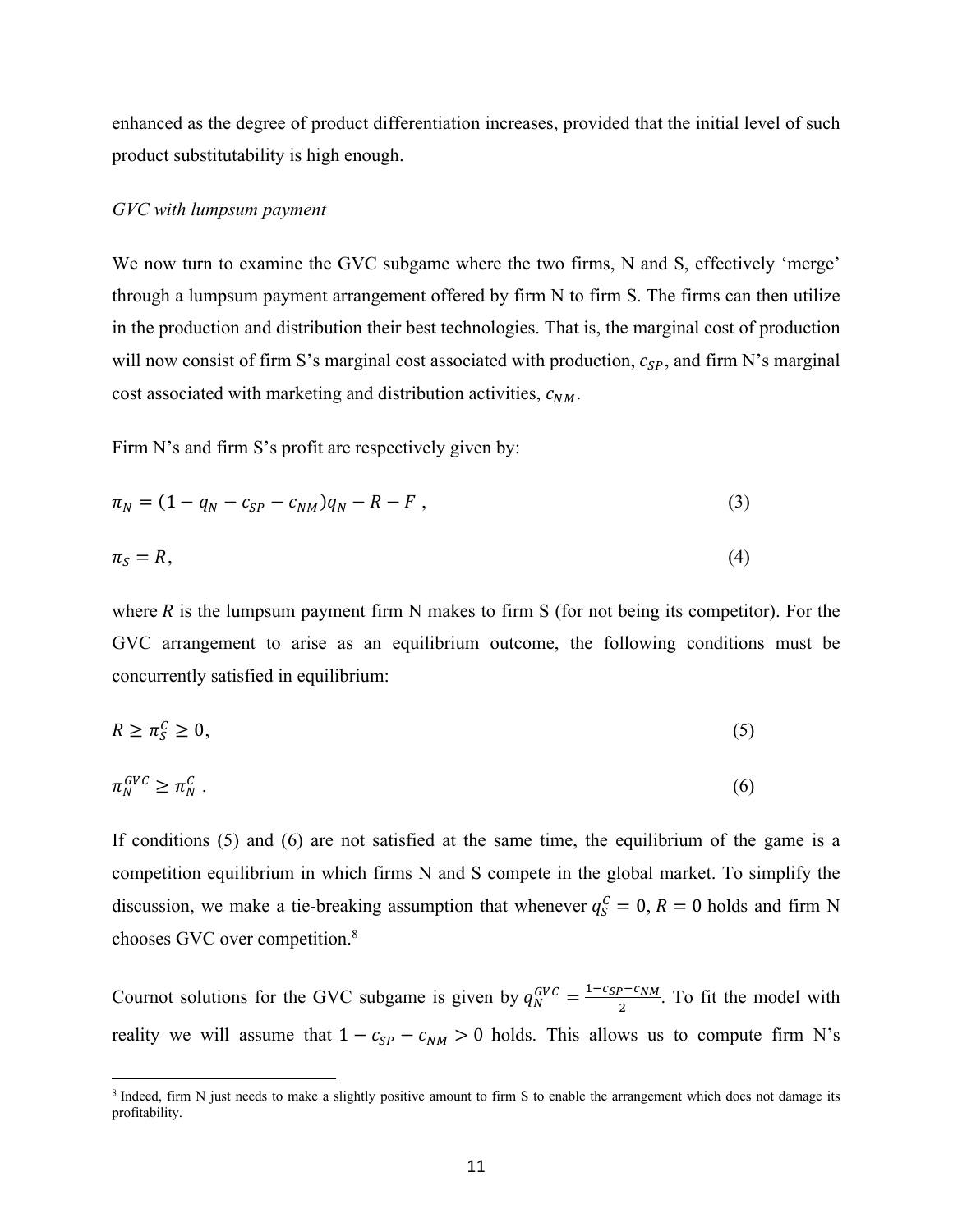enhanced as the degree of product differentiation increases, provided that the initial level of such product substitutability is high enough.

*GVC with lumpsum payment*

We now turn to examine the GVC subgame where the two firms, N and S, effectively 'merge' through a lumpsum payment arrangement offered by firm N to firm S. The firms can then utilize in the production and distribution their best technologies. That is, the marginal cost of production will now consist of firm S's marginal cost associated with production, $c_{SP}$, and firm N's marginal cost associated with marketing and distribution activities, $c_{NM}$.

Firm N's and firm S's profit are respectively given by:

$$\pi_N = (1 - q_N - c_{SP} - c_{NM})q_N - R - F\ , \tag{3}$$

$$\pi_S = R, \tag{4}$$

where $R$ is the lumpsum payment firm N makes to firm S (for not being its competitor). For the GVC arrangement to arise as an equilibrium outcome, the following conditions must be concurrently satisfied in equilibrium:

$$R \geq \pi_S^C \geq 0, \tag{5}$$

$$\pi_N^{GVC} \geq \pi_N^C\ . \tag{6}$$

If conditions (5) and (6) are not satisfied at the same time, the equilibrium of the game is a competition equilibrium in which firms N and S compete in the global market. To simplify the discussion, we make a tie-breaking assumption that whenever $q_S^C = 0$, $R = 0$ holds and firm N chooses GVC over competition.[8]

Cournot solutions for the GVC subgame is given by $q_N^{GVC} = \frac{1 - c_{SP} - c_{NM}}{2}$. To fit the model with reality we will assume that $1 - c_{SP} - c_{NM} > 0$ holds. This allows us to compute firm N's

[8] Indeed, firm N just needs to make a slightly positive amount to firm S to enable the arrangement which does not damage its profitability.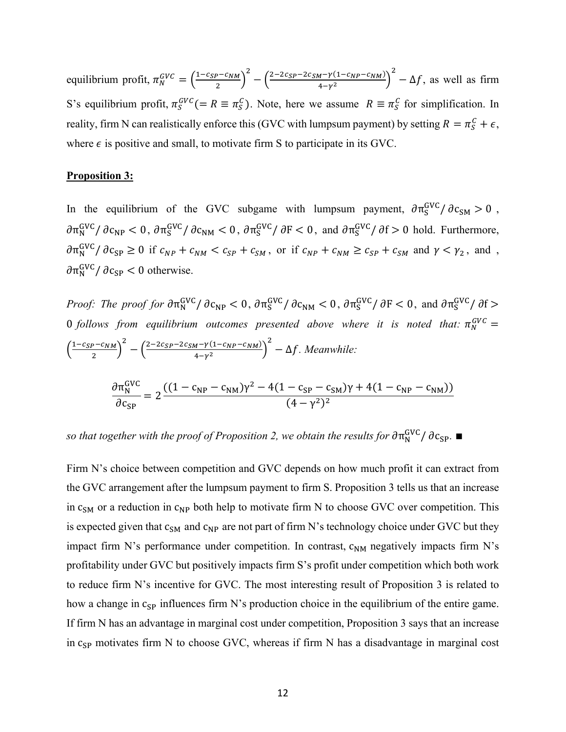equilibrium profit, $\pi_N^{GVC} = \left(\frac{1-c_{SP}-c_{NM}}{2}\right)^2 - \left(\frac{2-2c_{SP}-2c_{SM}-\gamma(1-c_{NP}-c_{NM})}{4-\gamma^2}\right)^2 - \Delta f$, as well as firm S's equilibrium profit, $\pi_S^{GVC}(= R \equiv \pi_S^C)$. Note, here we assume $R \equiv \pi_S^C$ for simplification. In reality, firm N can realistically enforce this (GVC with lumpsum payment) by setting $R = \pi_S^C + \epsilon$, where $\epsilon$ is positive and small, to motivate firm S to participate in its GVC.

**Proposition 3:**

In the equilibrium of the GVC subgame with lumpsum payment, $\partial\pi_S^{GVC}/\partial c_{SM} > 0$, $\partial\pi_N^{GVC}/\partial c_{NP} < 0$, $\partial\pi_S^{GVC}/\partial c_{NM} < 0$, $\partial\pi_S^{GVC}/\partial F < 0$, and $\partial\pi_S^{GVC}/\partial f > 0$ hold. Furthermore, $\partial\pi_N^{GVC}/\partial c_{SP} \geq 0$ if $c_{NP} + c_{NM} < c_{SP} + c_{SM}$, or if $c_{NP} + c_{NM} \geq c_{SP} + c_{SM}$ and $\gamma < \gamma_2$, and , $\partial\pi_N^{GVC}/\partial c_{SP} < 0$ otherwise.

*Proof: The proof for* $\partial\pi_N^{GVC}/\partial c_{NP} < 0$, $\partial\pi_S^{GVC}/\partial c_{NM} < 0$, $\partial\pi_S^{GVC}/\partial F < 0$, and $\partial\pi_S^{GVC}/\partial f > 0$ *follows from equilibrium outcomes presented above where it is noted that:* $\pi_N^{GVC} = \left(\frac{1-c_{SP}-c_{NM}}{2}\right)^2 - \left(\frac{2-2c_{SP}-2c_{SM}-\gamma(1-c_{NP}-c_{NM})}{4-\gamma^2}\right)^2 - \Delta f$. *Meanwhile:*

$$\frac{\partial\pi_N^{GVC}}{\partial c_{SP}} = 2\frac{((1-c_{NP}-c_{NM})\gamma^2 - 4(1-c_{SP}-c_{SM})\gamma + 4(1-c_{NP}-c_{NM}))}{(4-\gamma^2)^2}$$

*so that together with the proof of Proposition 2, we obtain the results for* $\partial\pi_N^{GVC}/\partial c_{SP}$. ∎

Firm N's choice between competition and GVC depends on how much profit it can extract from the GVC arrangement after the lumpsum payment to firm S. Proposition 3 tells us that an increase in $c_{SM}$ or a reduction in $c_{NP}$ both help to motivate firm N to choose GVC over competition. This is expected given that $c_{SM}$ and $c_{NP}$ are not part of firm N's technology choice under GVC but they impact firm N's performance under competition. In contrast, $c_{NM}$ negatively impacts firm N's profitability under GVC but positively impacts firm S's profit under competition which both work to reduce firm N's incentive for GVC. The most interesting result of Proposition 3 is related to how a change in $c_{SP}$ influences firm N's production choice in the equilibrium of the entire game. If firm N has an advantage in marginal cost under competition, Proposition 3 says that an increase in $c_{SP}$ motivates firm N to choose GVC, whereas if firm N has a disadvantage in marginal cost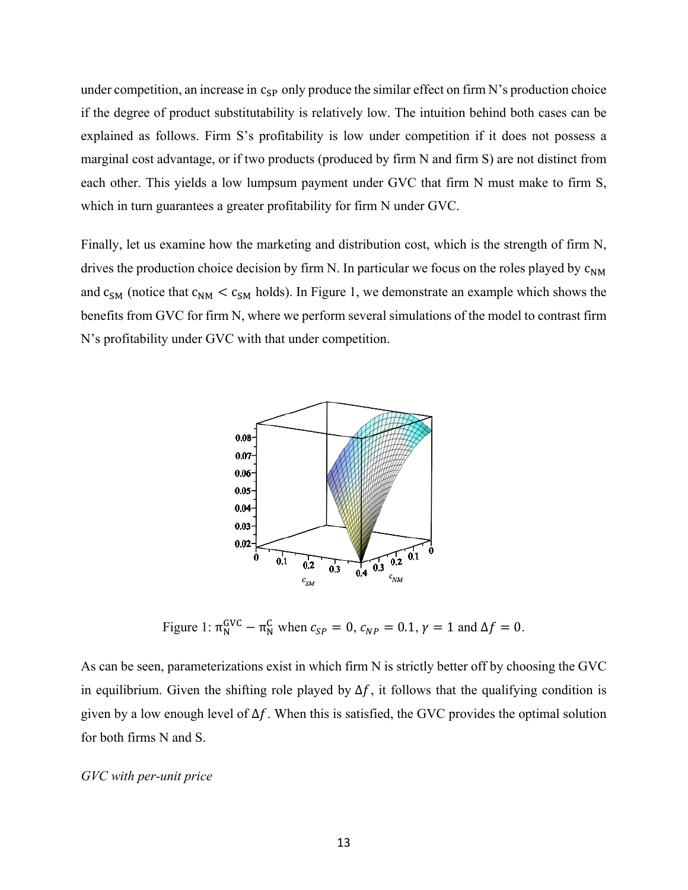under competition, an increase in $c_{SP}$ only produce the similar effect on firm N's production choice if the degree of product substitutability is relatively low. The intuition behind both cases can be explained as follows. Firm S's profitability is low under competition if it does not possess a marginal cost advantage, or if two products (produced by firm N and firm S) are not distinct from each other. This yields a low lumpsum payment under GVC that firm N must make to firm S, which in turn guarantees a greater profitability for firm N under GVC.

Finally, let us examine how the marketing and distribution cost, which is the strength of firm N, drives the production choice decision by firm N. In particular we focus on the roles played by $c_{NM}$ and $c_{SM}$ (notice that $c_{NM} < c_{SM}$ holds). In Figure 1, we demonstrate an example which shows the benefits from GVC for firm N, where we perform several simulations of the model to contrast firm N's profitability under GVC with that under competition.

Figure 1: $\pi_N^{GVC} - \pi_N^{C}$ when $c_{SP} = 0$, $c_{NP} = 0.1$, $\gamma = 1$ and $\Delta f = 0$.

As can be seen, parameterizations exist in which firm N is strictly better off by choosing the GVC in equilibrium. Given the shifting role played by $\Delta f$, it follows that the qualifying condition is given by a low enough level of $\Delta f$. When this is satisfied, the GVC provides the optimal solution for both firms N and S.

*GVC with per-unit price*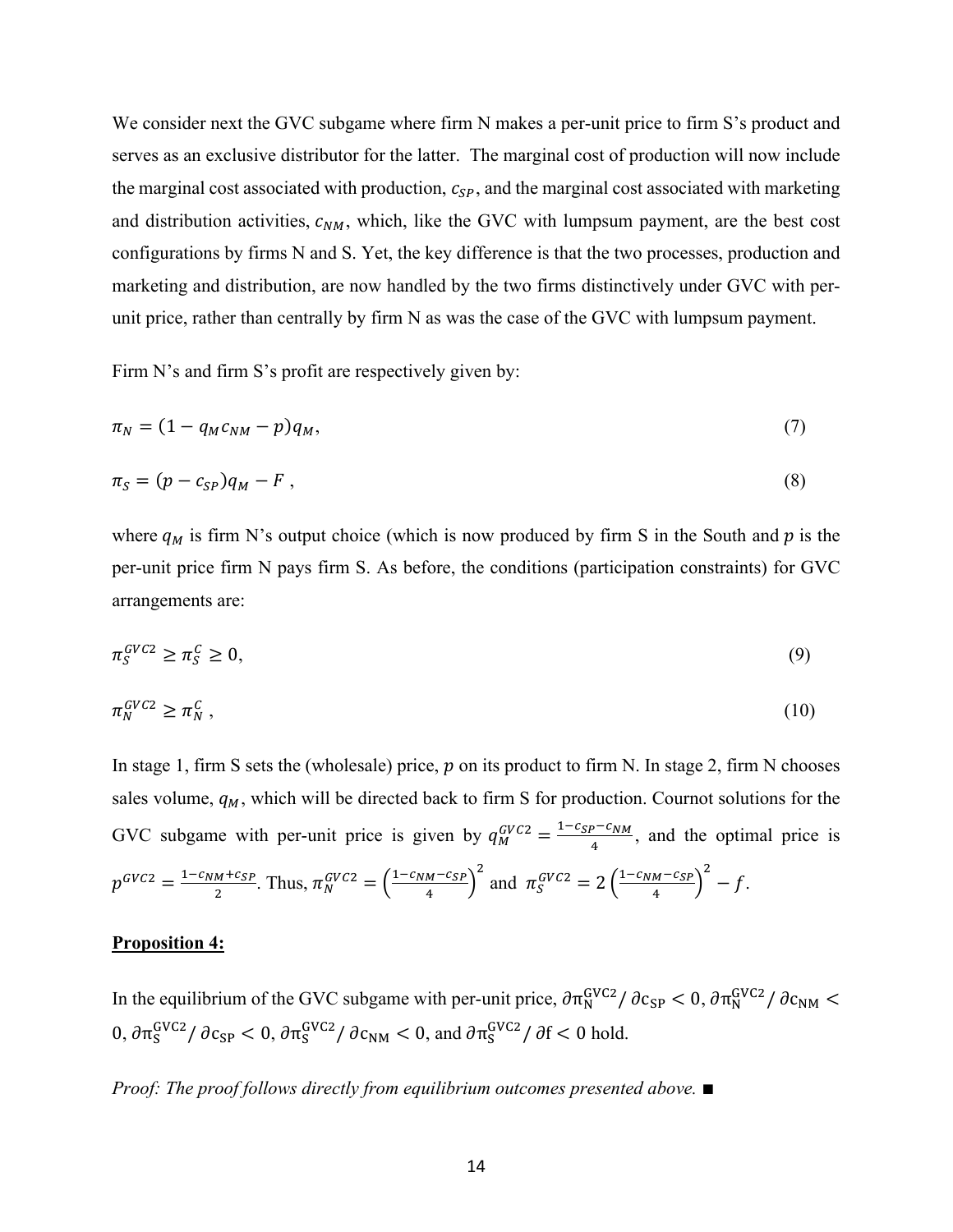We consider next the GVC subgame where firm N makes a per-unit price to firm S's product and serves as an exclusive distributor for the latter. The marginal cost of production will now include the marginal cost associated with production, $c_{SP}$, and the marginal cost associated with marketing and distribution activities, $c_{NM}$, which, like the GVC with lumpsum payment, are the best cost configurations by firms N and S. Yet, the key difference is that the two processes, production and marketing and distribution, are now handled by the two firms distinctively under GVC with per-unit price, rather than centrally by firm N as was the case of the GVC with lumpsum payment.

Firm N's and firm S's profit are respectively given by:

$$\pi_N = (1 - q_M c_{NM} - p)q_M, \tag{7}$$

$$\pi_S = (p - c_{SP})q_M - F\ , \tag{8}$$

where $q_M$ is firm N's output choice (which is now produced by firm S in the South and $p$ is the per-unit price firm N pays firm S. As before, the conditions (participation constraints) for GVC arrangements are:

$$\pi_S^{GVC2} \geq \pi_S^C \geq 0, \tag{9}$$

$$\pi_N^{GVC2} \geq \pi_N^C\ , \tag{10}$$

In stage 1, firm S sets the (wholesale) price, $p$ on its product to firm N. In stage 2, firm N chooses sales volume, $q_M$, which will be directed back to firm S for production. Cournot solutions for the GVC subgame with per-unit price is given by $q_M^{GVC2} = \frac{1-c_{SP}-c_{NM}}{4}$, and the optimal price is $p^{GVC2} = \frac{1-c_{NM}+c_{SP}}{2}$. Thus, $\pi_N^{GVC2} = \left(\frac{1-c_{NM}-c_{SP}}{4}\right)^2$ and $\pi_S^{GVC2} = 2\left(\frac{1-c_{NM}-c_{SP}}{4}\right)^2 - f$.

**Proposition 4:**

In the equilibrium of the GVC subgame with per-unit price, $\partial\pi_N^{GVC2}/\partial c_{SP} < 0$, $\partial\pi_N^{GVC2}/\partial c_{NM} < 0$, $\partial\pi_S^{GVC2}/\partial c_{SP} < 0$, $\partial\pi_S^{GVC2}/\partial c_{NM} < 0$, and $\partial\pi_S^{GVC2}/\partial f < 0$ hold.

*Proof: The proof follows directly from equilibrium outcomes presented above.* ■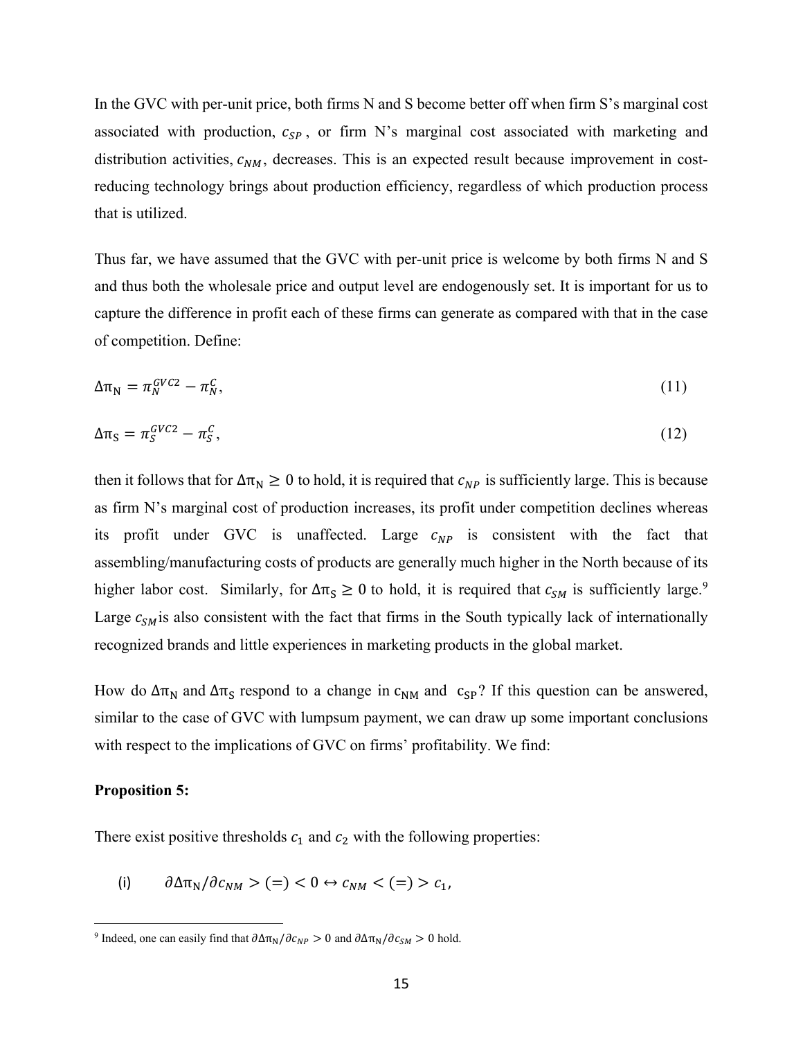In the GVC with per-unit price, both firms N and S become better off when firm S's marginal cost associated with production, $c_{SP}$, or firm N's marginal cost associated with marketing and distribution activities, $c_{NM}$, decreases. This is an expected result because improvement in cost-reducing technology brings about production efficiency, regardless of which production process that is utilized.

Thus far, we have assumed that the GVC with per-unit price is welcome by both firms N and S and thus both the wholesale price and output level are endogenously set. It is important for us to capture the difference in profit each of these firms can generate as compared with that in the case of competition. Define:

$$\Delta\pi_N = \pi_N^{GVC2} - \pi_N^C, \tag{11}$$

$$\Delta\pi_S = \pi_S^{GVC2} - \pi_S^C, \tag{12}$$

then it follows that for $\Delta\pi_N \geq 0$ to hold, it is required that $c_{NP}$ is sufficiently large. This is because as firm N's marginal cost of production increases, its profit under competition declines whereas its profit under GVC is unaffected. Large $c_{NP}$ is consistent with the fact that assembling/manufacturing costs of products are generally much higher in the North because of its higher labor cost. Similarly, for $\Delta\pi_S \geq 0$ to hold, it is required that $c_{SM}$ is sufficiently large.[9] Large $c_{SM}$ is also consistent with the fact that firms in the South typically lack of internationally recognized brands and little experiences in marketing products in the global market.

How do $\Delta\pi_N$ and $\Delta\pi_S$ respond to a change in $c_{NM}$ and $c_{SP}$? If this question can be answered, similar to the case of GVC with lumpsum payment, we can draw up some important conclusions with respect to the implications of GVC on firms' profitability. We find:

**Proposition 5:**

There exist positive thresholds $c_1$ and $c_2$ with the following properties:

(i) $\partial\Delta\pi_N/\partial c_{NM} > (=) < 0 \leftrightarrow c_{NM} < (=) > c_1$,

[9] Indeed, one can easily find that $\partial\Delta\pi_N/\partial c_{NP} > 0$ and $\partial\Delta\pi_N/\partial c_{SM} > 0$ hold.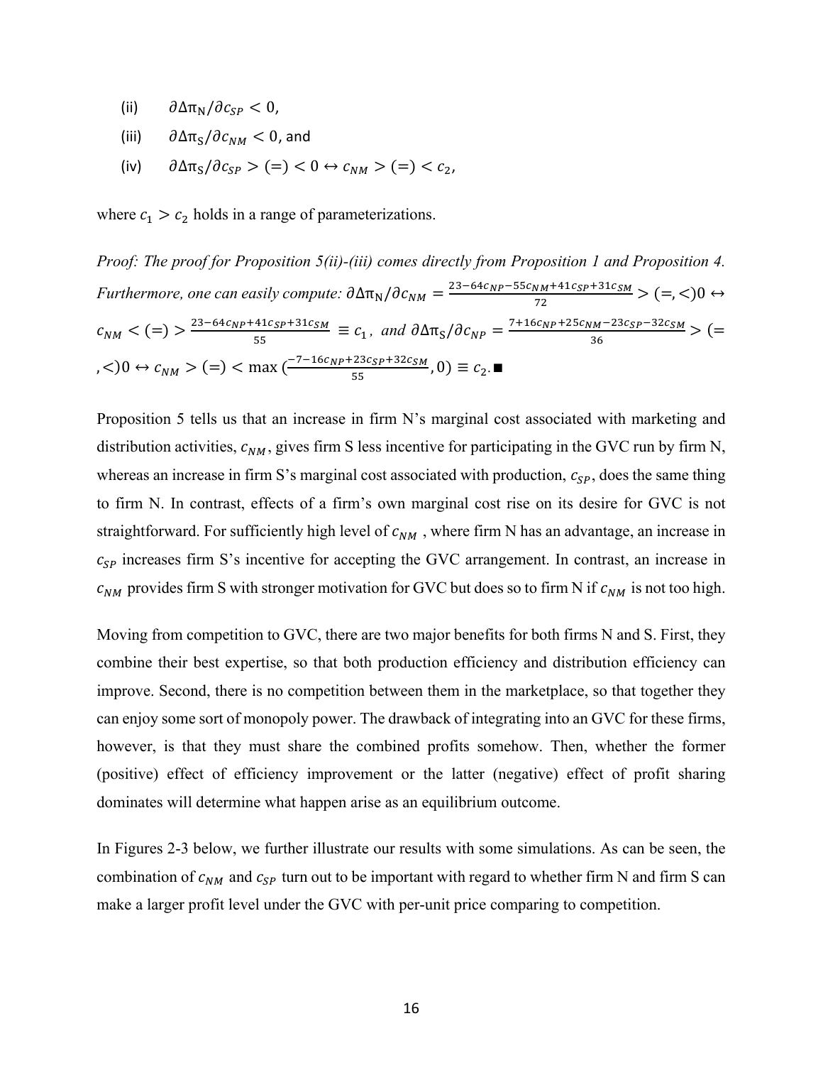(ii) $\partial \Delta\pi_N / \partial c_{SP} < 0$,

(iii) $\partial \Delta\pi_S / \partial c_{NM} < 0$, and

(iv) $\partial \Delta\pi_S / \partial c_{SP} > (=) < 0 \leftrightarrow c_{NM} > (=) < c_2$,

where $c_1 > c_2$ holds in a range of parameterizations.

*Proof: The proof for Proposition 5(ii)-(iii) comes directly from Proposition 1 and Proposition 4. Furthermore, one can easily compute:* $\partial \Delta\pi_N / \partial c_{NM} = \frac{23 - 64c_{NP} - 55c_{NM} + 41c_{SP} + 31c_{SM}}{72} > (=, <) 0 \leftrightarrow c_{NM} < (=) > \frac{23 - 64c_{NP} + 41c_{SP} + 31c_{SM}}{55} \equiv c_1$*, and* $\partial \Delta\pi_S / \partial c_{NP} = \frac{7 + 16c_{NP} + 25c_{NM} - 23c_{SP} - 32c_{SM}}{36} > (=, <) 0 \leftrightarrow c_{NM} > (=) < \max\left(\frac{-7 - 16c_{NP} + 23c_{SP} + 32c_{SM}}{55}, 0\right) \equiv c_2$. ■

Proposition 5 tells us that an increase in firm N's marginal cost associated with marketing and distribution activities, $c_{NM}$, gives firm S less incentive for participating in the GVC run by firm N, whereas an increase in firm S's marginal cost associated with production, $c_{SP}$, does the same thing to firm N. In contrast, effects of a firm's own marginal cost rise on its desire for GVC is not straightforward. For sufficiently high level of $c_{NM}$, where firm N has an advantage, an increase in $c_{SP}$ increases firm S's incentive for accepting the GVC arrangement. In contrast, an increase in $c_{NM}$ provides firm S with stronger motivation for GVC but does so to firm N if $c_{NM}$ is not too high.

Moving from competition to GVC, there are two major benefits for both firms N and S. First, they combine their best expertise, so that both production efficiency and distribution efficiency can improve. Second, there is no competition between them in the marketplace, so that together they can enjoy some sort of monopoly power. The drawback of integrating into an GVC for these firms, however, is that they must share the combined profits somehow. Then, whether the former (positive) effect of efficiency improvement or the latter (negative) effect of profit sharing dominates will determine what happen arise as an equilibrium outcome.

In Figures 2-3 below, we further illustrate our results with some simulations. As can be seen, the combination of $c_{NM}$ and $c_{SP}$ turn out to be important with regard to whether firm N and firm S can make a larger profit level under the GVC with per-unit price comparing to competition.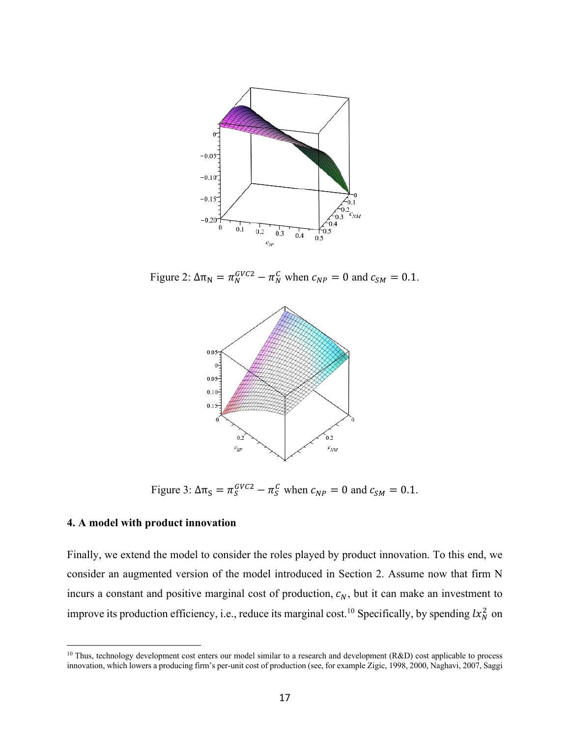Figure 2: $\Delta\pi_N = \pi_N^{GVC2} - \pi_N^C$ when $c_{NP} = 0$ and $c_{SM} = 0.1$.

Figure 3: $\Delta\pi_S = \pi_S^{GVC2} - \pi_S^C$ when $c_{NP} = 0$ and $c_{SM} = 0.1$.

### 4. A model with product innovation

Finally, we extend the model to consider the roles played by product innovation. To this end, we consider an augmented version of the model introduced in Section 2. Assume now that firm N incurs a constant and positive marginal cost of production, $c_N$, but it can make an investment to improve its production efficiency, i.e., reduce its marginal cost.[10] Specifically, by spending $lx_N^2$ on

[10] Thus, technology development cost enters our model similar to a research and development (R&D) cost applicable to process innovation, which lowers a producing firm's per-unit cost of production (see, for example Zigic, 1998, 2000, Naghavi, 2007, Saggi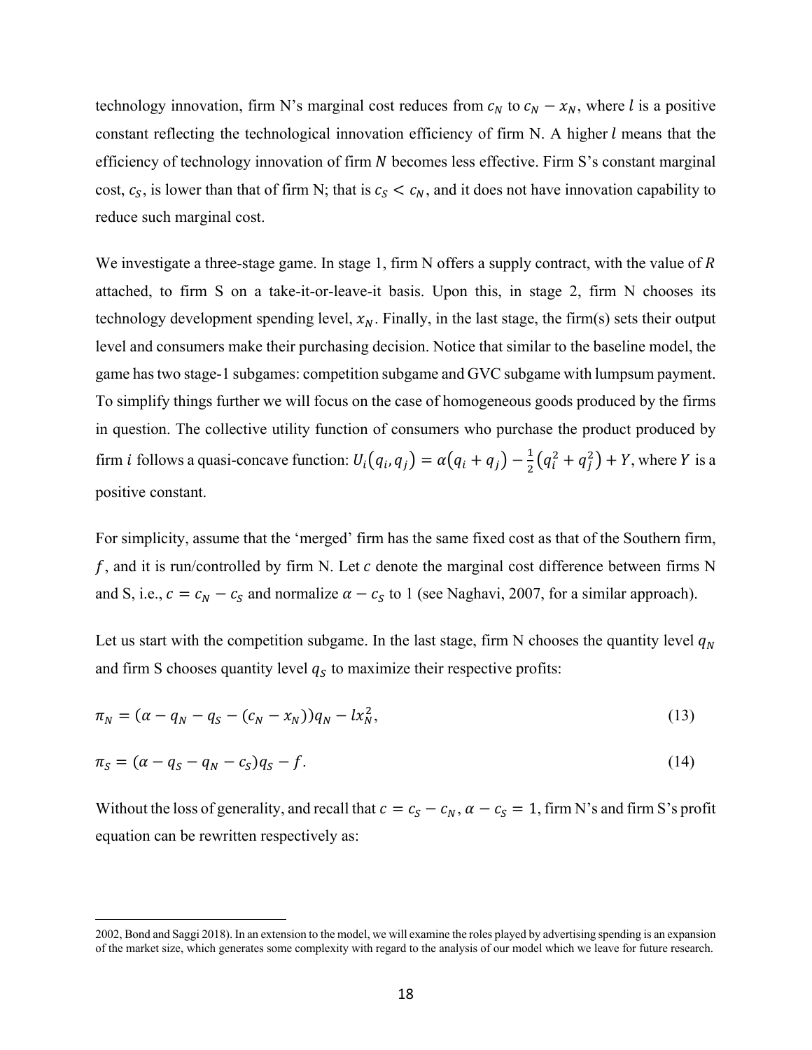technology innovation, firm N's marginal cost reduces from $c_N$ to $c_N - x_N$, where $l$ is a positive constant reflecting the technological innovation efficiency of firm N. A higher $l$ means that the efficiency of technology innovation of firm $N$ becomes less effective. Firm S's constant marginal cost, $c_S$, is lower than that of firm N; that is $c_S < c_N$, and it does not have innovation capability to reduce such marginal cost.

We investigate a three-stage game. In stage 1, firm N offers a supply contract, with the value of $R$ attached, to firm S on a take-it-or-leave-it basis. Upon this, in stage 2, firm N chooses its technology development spending level, $x_N$. Finally, in the last stage, the firm(s) sets their output level and consumers make their purchasing decision. Notice that similar to the baseline model, the game has two stage-1 subgames: competition subgame and GVC subgame with lumpsum payment. To simplify things further we will focus on the case of homogeneous goods produced by the firms in question. The collective utility function of consumers who purchase the product produced by firm $i$ follows a quasi-concave function: $U_i(q_i, q_j) = \alpha(q_i + q_j) - \frac{1}{2}(q_i^2 + q_j^2) + Y$, where $Y$ is a positive constant.

For simplicity, assume that the 'merged' firm has the same fixed cost as that of the Southern firm, $f$, and it is run/controlled by firm N. Let $c$ denote the marginal cost difference between firms N and S, i.e., $c = c_N - c_S$ and normalize $\alpha - c_S$ to 1 (see Naghavi, 2007, for a similar approach).

Let us start with the competition subgame. In the last stage, firm N chooses the quantity level $q_N$ and firm S chooses quantity level $q_S$ to maximize their respective profits:

$$\pi_N = (\alpha - q_N - q_S - (c_N - x_N))q_N - lx_N^2, \tag{13}$$

$$\pi_S = (\alpha - q_S - q_N - c_S)q_S - f. \tag{14}$$

Without the loss of generality, and recall that $c = c_S - c_N$, $\alpha - c_S = 1$, firm N's and firm S's profit equation can be rewritten respectively as:

2002, Bond and Saggi 2018). In an extension to the model, we will examine the roles played by advertising spending is an expansion of the market size, which generates some complexity with regard to the analysis of our model which we leave for future research.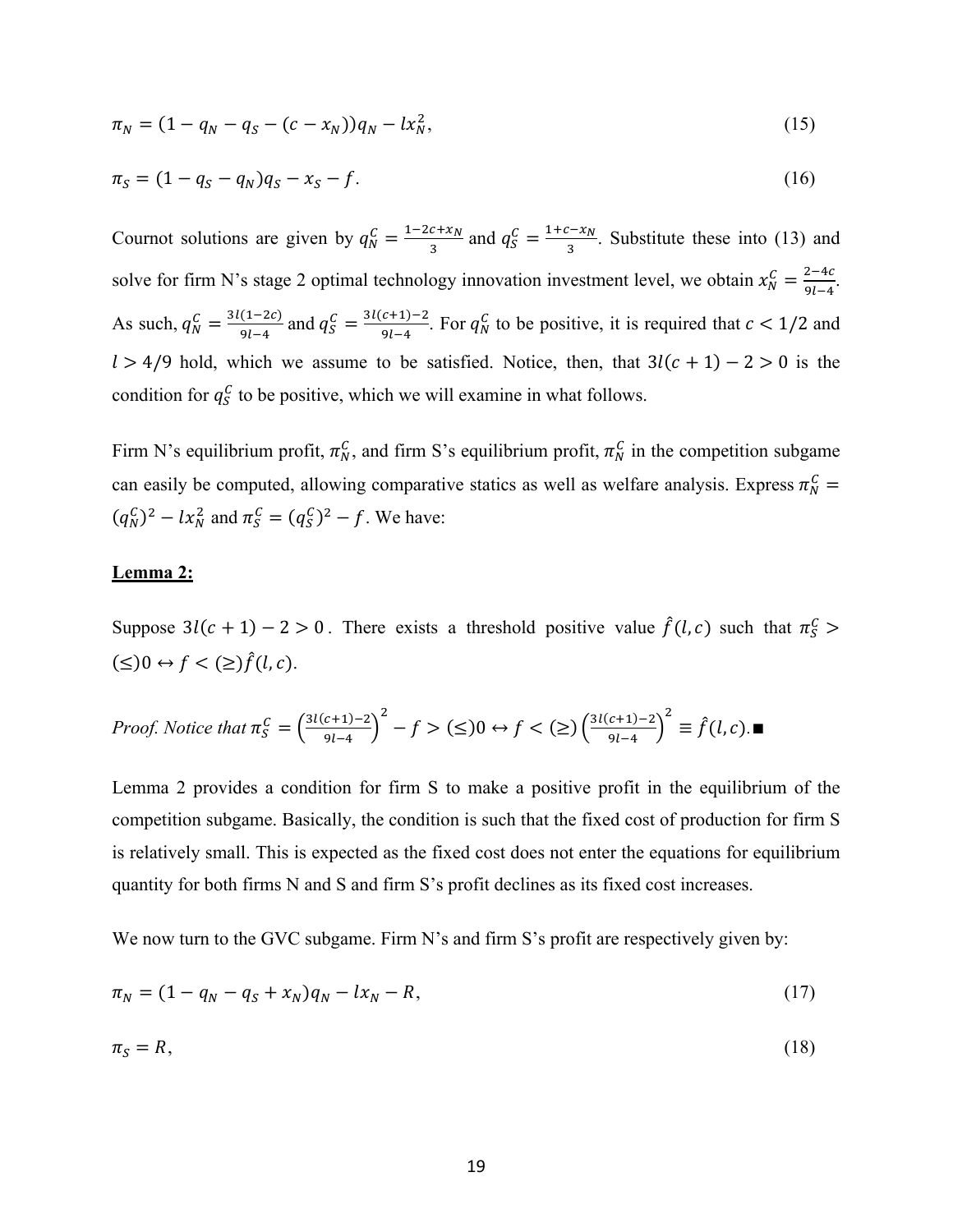$$\pi_N = (1 - q_N - q_S - (c - x_N))q_N - lx_N^2, \tag{15}$$

$$\pi_S = (1 - q_S - q_N)q_S - x_S - f. \tag{16}$$

Cournot solutions are given by $q_N^C = \frac{1-2c+x_N}{3}$ and $q_S^C = \frac{1+c-x_N}{3}$. Substitute these into (13) and solve for firm N's stage 2 optimal technology innovation investment level, we obtain $x_N^C = \frac{2-4c}{9l-4}$. As such, $q_N^C = \frac{3l(1-2c)}{9l-4}$ and $q_S^C = \frac{3l(c+1)-2}{9l-4}$. For $q_N^C$ to be positive, it is required that $c < 1/2$ and $l > 4/9$ hold, which we assume to be satisfied. Notice, then, that $3l(c+1) - 2 > 0$ is the condition for $q_S^C$ to be positive, which we will examine in what follows.

Firm N's equilibrium profit, $\pi_N^C$, and firm S's equilibrium profit, $\pi_N^C$ in the competition subgame can easily be computed, allowing comparative statics as well as welfare analysis. Express $\pi_N^C = (q_N^C)^2 - lx_N^2$ and $\pi_S^C = (q_S^C)^2 - f$. We have:

**Lemma 2:**

Suppose $3l(c+1) - 2 > 0$. There exists a threshold positive value $\hat{f}(l, c)$ such that $\pi_S^C > (\leq) 0 \leftrightarrow f < (\geq) \hat{f}(l, c)$.

*Proof. Notice that* $\pi_S^C = \left(\frac{3l(c+1)-2}{9l-4}\right)^2 - f > (\leq) 0 \leftrightarrow f < (\geq) \left(\frac{3l(c+1)-2}{9l-4}\right)^2 \equiv \hat{f}(l, c)$.■

Lemma 2 provides a condition for firm S to make a positive profit in the equilibrium of the competition subgame. Basically, the condition is such that the fixed cost of production for firm S is relatively small. This is expected as the fixed cost does not enter the equations for equilibrium quantity for both firms N and S and firm S's profit declines as its fixed cost increases.

We now turn to the GVC subgame. Firm N's and firm S's profit are respectively given by:

$$\pi_N = (1 - q_N - q_S + x_N)q_N - lx_N - R, \tag{17}$$

$$\pi_S = R, \tag{18}$$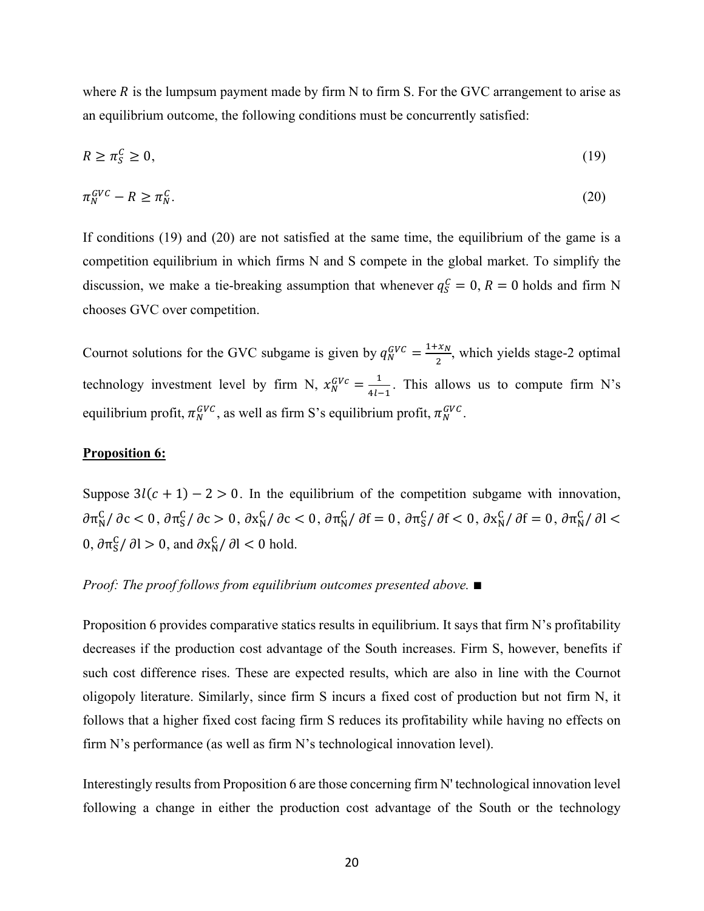where $R$ is the lumpsum payment made by firm N to firm S. For the GVC arrangement to arise as an equilibrium outcome, the following conditions must be concurrently satisfied:

$$R \geq \pi_S^C \geq 0, \tag{19}$$

$$\pi_N^{GVC} - R \geq \pi_N^C. \tag{20}$$

If conditions (19) and (20) are not satisfied at the same time, the equilibrium of the game is a competition equilibrium in which firms N and S compete in the global market. To simplify the discussion, we make a tie-breaking assumption that whenever $q_S^C = 0$, $R = 0$ holds and firm N chooses GVC over competition.

Cournot solutions for the GVC subgame is given by $q_N^{GVC} = \frac{1+x_N}{2}$, which yields stage-2 optimal technology investment level by firm N, $x_N^{GVc} = \frac{1}{4l-1}$. This allows us to compute firm N's equilibrium profit, $\pi_N^{GVC}$, as well as firm S's equilibrium profit, $\pi_N^{GVC}$.

**Proposition 6:**

Suppose $3l(c+1) - 2 > 0$. In the equilibrium of the competition subgame with innovation, $\partial \pi_N^C / \partial c < 0$, $\partial \pi_S^C / \partial c > 0$, $\partial x_N^C / \partial c < 0$, $\partial \pi_N^C / \partial f = 0$, $\partial \pi_S^C / \partial f < 0$, $\partial x_N^C / \partial f = 0$, $\partial \pi_N^C / \partial l < 0$, $\partial \pi_S^C / \partial l > 0$, and $\partial x_N^C / \partial l < 0$ hold.

*Proof: The proof follows from equilibrium outcomes presented above.* ■

Proposition 6 provides comparative statics results in equilibrium. It says that firm N's profitability decreases if the production cost advantage of the South increases. Firm S, however, benefits if such cost difference rises. These are expected results, which are also in line with the Cournot oligopoly literature. Similarly, since firm S incurs a fixed cost of production but not firm N, it follows that a higher fixed cost facing firm S reduces its profitability while having no effects on firm N's performance (as well as firm N's technological innovation level).

Interestingly results from Proposition 6 are those concerning firm N' technological innovation level following a change in either the production cost advantage of the South or the technology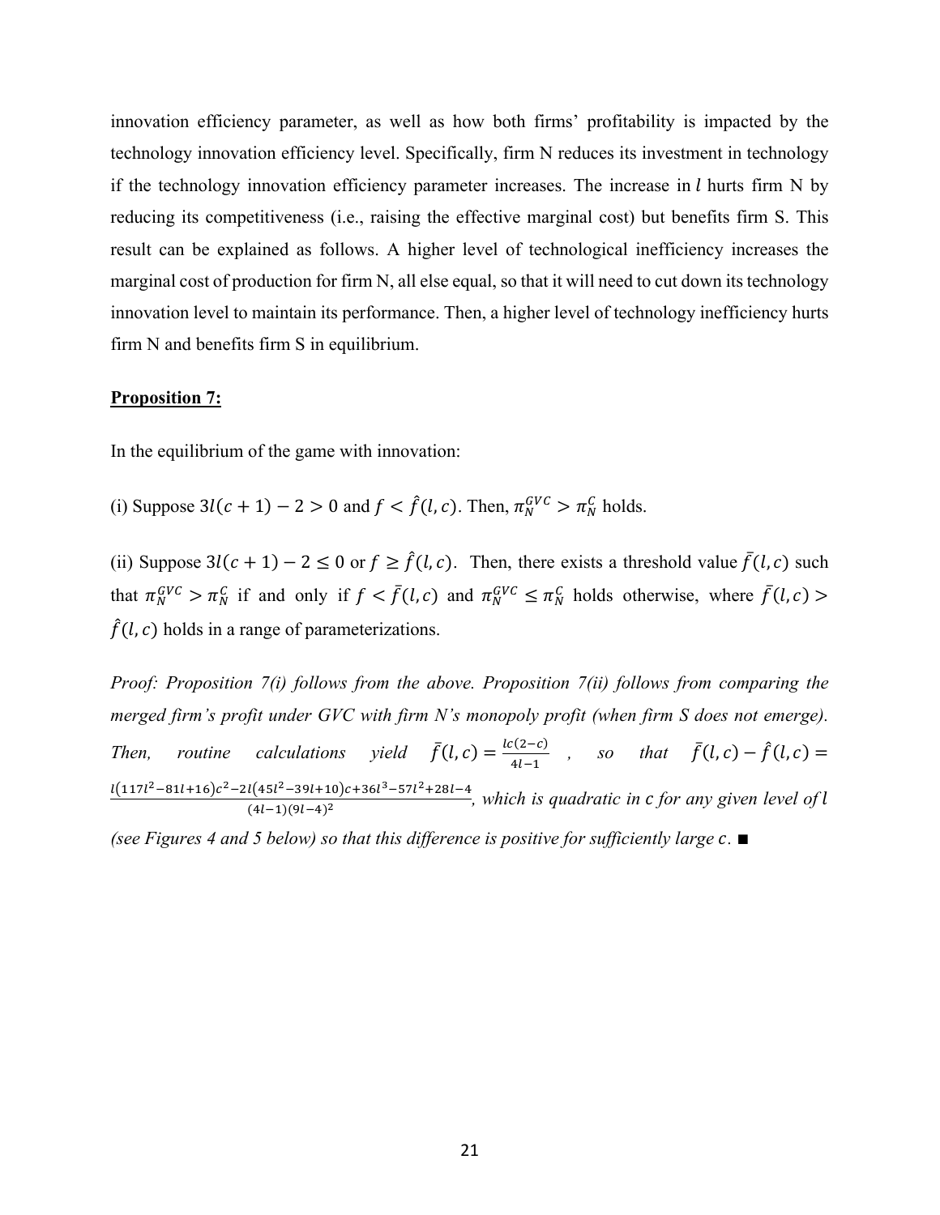innovation efficiency parameter, as well as how both firms' profitability is impacted by the technology innovation efficiency level. Specifically, firm N reduces its investment in technology if the technology innovation efficiency parameter increases. The increase in $l$ hurts firm N by reducing its competitiveness (i.e., raising the effective marginal cost) but benefits firm S. This result can be explained as follows. A higher level of technological inefficiency increases the marginal cost of production for firm N, all else equal, so that it will need to cut down its technology innovation level to maintain its performance. Then, a higher level of technology inefficiency hurts firm N and benefits firm S in equilibrium.

**Proposition 7:**

In the equilibrium of the game with innovation:

(i) Suppose $3l(c+1)-2>0$ and $f<\hat{f}(l,c)$. Then, $\pi_N^{GVC}>\pi_N^C$ holds.

(ii) Suppose $3l(c+1)-2\le 0$ or $f\ge\hat{f}(l,c)$. Then, there exists a threshold value $\bar{f}(l,c)$ such that $\pi_N^{GVC}>\pi_N^C$ if and only if $f<\bar{f}(l,c)$ and $\pi_N^{GVC}\le\pi_N^C$ holds otherwise, where $\bar{f}(l,c)>\hat{f}(l,c)$ holds in a range of parameterizations.

*Proof: Proposition 7(i) follows from the above. Proposition 7(ii) follows from comparing the merged firm's profit under GVC with firm N's monopoly profit (when firm S does not emerge). Then, routine calculations yield* $\bar{f}(l,c)=\frac{lc(2-c)}{4l-1}$ *, so that* $\bar{f}(l,c)-\hat{f}(l,c)=\frac{l(117l^2-81l+16)c^2-2l(45l^2-39l+10)c+36l^3-57l^2+28l-4}{(4l-1)(9l-4)^2}$*, which is quadratic in $c$ for any given level of $l$ (see Figures 4 and 5 below) so that this difference is positive for sufficiently large $c$.* ■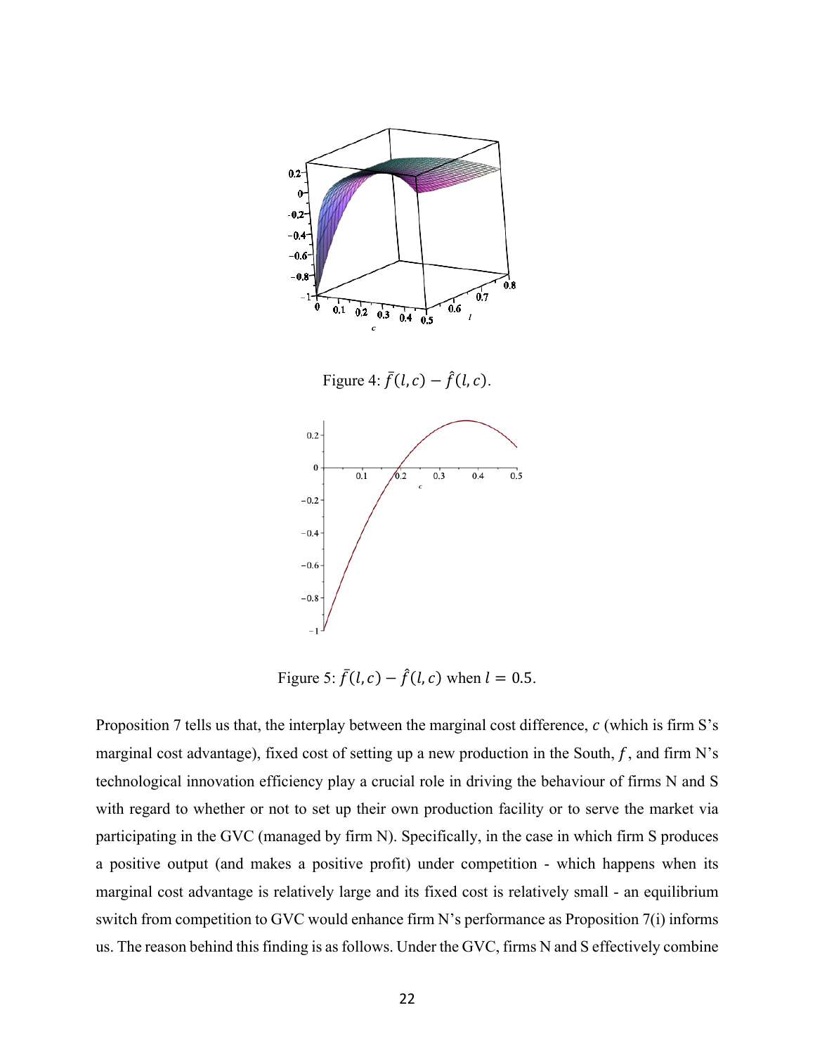Figure 4: $\bar{f}(l,c) - \hat{f}(l,c)$.

Figure 5: $\bar{f}(l,c) - \hat{f}(l,c)$ when $l = 0.5$.

Proposition 7 tells us that, the interplay between the marginal cost difference, $c$ (which is firm S's marginal cost advantage), fixed cost of setting up a new production in the South, $f$, and firm N's technological innovation efficiency play a crucial role in driving the behaviour of firms N and S with regard to whether or not to set up their own production facility or to serve the market via participating in the GVC (managed by firm N). Specifically, in the case in which firm S produces a positive output (and makes a positive profit) under competition - which happens when its marginal cost advantage is relatively large and its fixed cost is relatively small - an equilibrium switch from competition to GVC would enhance firm N's performance as Proposition 7(i) informs us. The reason behind this finding is as follows. Under the GVC, firms N and S effectively combine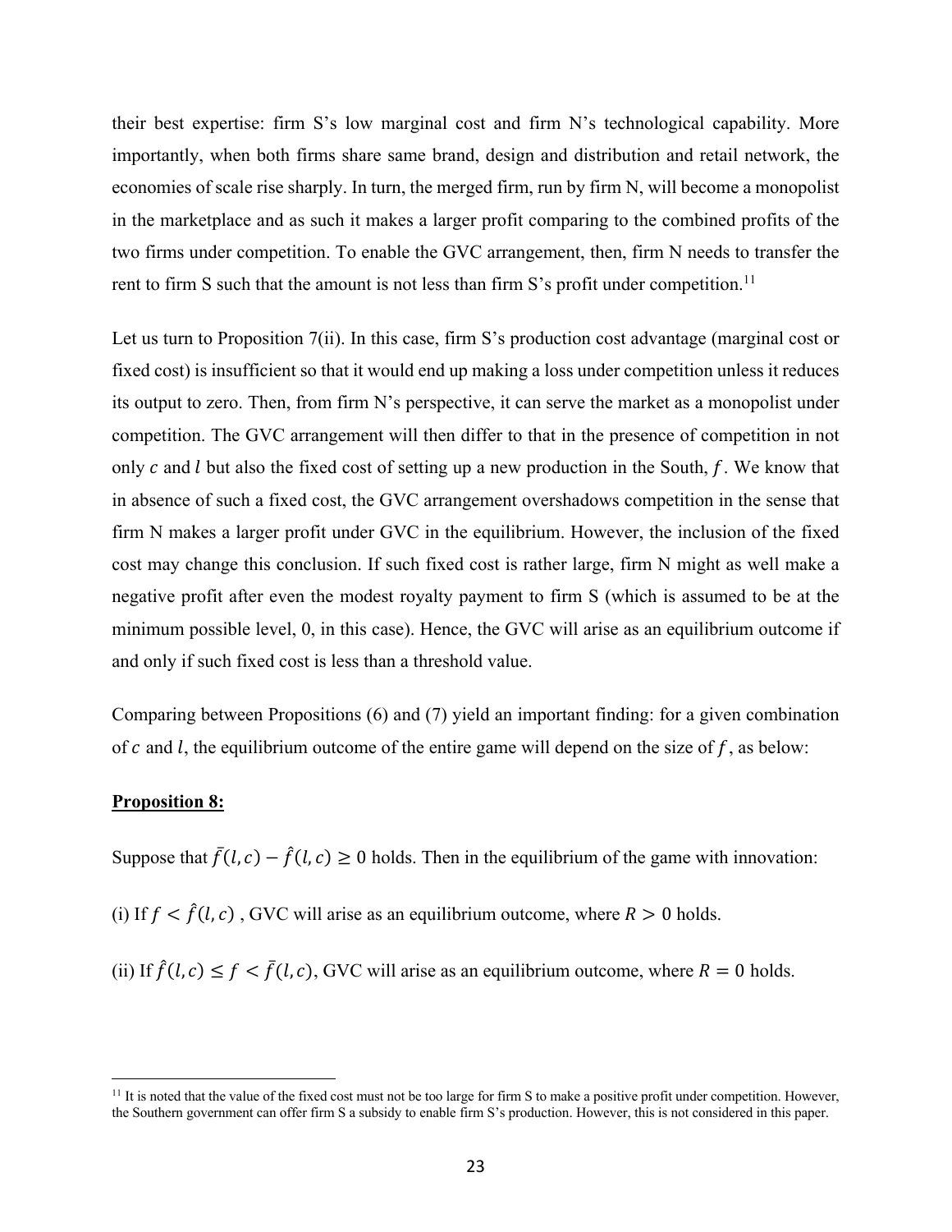their best expertise: firm S's low marginal cost and firm N's technological capability. More importantly, when both firms share same brand, design and distribution and retail network, the economies of scale rise sharply. In turn, the merged firm, run by firm N, will become a monopolist in the marketplace and as such it makes a larger profit comparing to the combined profits of the two firms under competition. To enable the GVC arrangement, then, firm N needs to transfer the rent to firm S such that the amount is not less than firm S's profit under competition.[11]

Let us turn to Proposition 7(ii). In this case, firm S's production cost advantage (marginal cost or fixed cost) is insufficient so that it would end up making a loss under competition unless it reduces its output to zero. Then, from firm N's perspective, it can serve the market as a monopolist under competition. The GVC arrangement will then differ to that in the presence of competition in not only $c$ and $l$ but also the fixed cost of setting up a new production in the South, $f$. We know that in absence of such a fixed cost, the GVC arrangement overshadows competition in the sense that firm N makes a larger profit under GVC in the equilibrium. However, the inclusion of the fixed cost may change this conclusion. If such fixed cost is rather large, firm N might as well make a negative profit after even the modest royalty payment to firm S (which is assumed to be at the minimum possible level, 0, in this case). Hence, the GVC will arise as an equilibrium outcome if and only if such fixed cost is less than a threshold value.

Comparing between Propositions (6) and (7) yield an important finding: for a given combination of $c$ and $l$, the equilibrium outcome of the entire game will depend on the size of $f$, as below:

**Proposition 8:**

Suppose that $\bar{f}(l,c) - \hat{f}(l,c) \geq 0$ holds. Then in the equilibrium of the game with innovation:

(i) If $f < \hat{f}(l,c)$ , GVC will arise as an equilibrium outcome, where $R > 0$ holds.

(ii) If $\hat{f}(l,c) \leq f < \bar{f}(l,c)$, GVC will arise as an equilibrium outcome, where $R = 0$ holds.

[11] It is noted that the value of the fixed cost must not be too large for firm S to make a positive profit under competition. However, the Southern government can offer firm S a subsidy to enable firm S's production. However, this is not considered in this paper.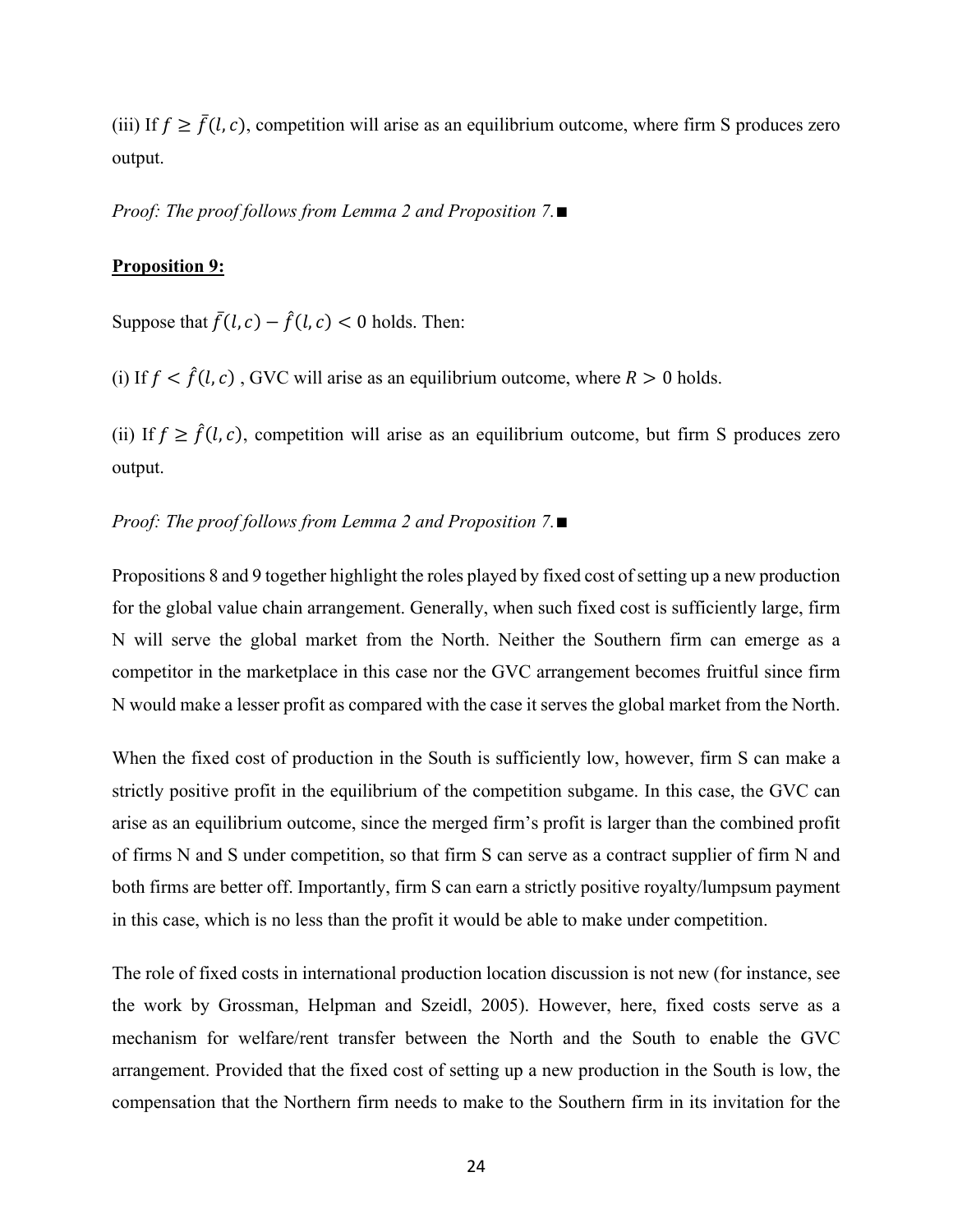(iii) If $f \geq \bar{f}(l, c)$, competition will arise as an equilibrium outcome, where firm S produces zero output.

*Proof: The proof follows from Lemma 2 and Proposition 7.*■

**Proposition 9:**

Suppose that $\bar{f}(l, c) - \hat{f}(l, c) < 0$ holds. Then:

(i) If $f < \hat{f}(l, c)$ , GVC will arise as an equilibrium outcome, where $R > 0$ holds.

(ii) If $f \geq \hat{f}(l, c)$, competition will arise as an equilibrium outcome, but firm S produces zero output.

*Proof: The proof follows from Lemma 2 and Proposition 7.*■

Propositions 8 and 9 together highlight the roles played by fixed cost of setting up a new production for the global value chain arrangement. Generally, when such fixed cost is sufficiently large, firm N will serve the global market from the North. Neither the Southern firm can emerge as a competitor in the marketplace in this case nor the GVC arrangement becomes fruitful since firm N would make a lesser profit as compared with the case it serves the global market from the North.

When the fixed cost of production in the South is sufficiently low, however, firm S can make a strictly positive profit in the equilibrium of the competition subgame. In this case, the GVC can arise as an equilibrium outcome, since the merged firm's profit is larger than the combined profit of firms N and S under competition, so that firm S can serve as a contract supplier of firm N and both firms are better off. Importantly, firm S can earn a strictly positive royalty/lumpsum payment in this case, which is no less than the profit it would be able to make under competition.

The role of fixed costs in international production location discussion is not new (for instance, see the work by Grossman, Helpman and Szeidl, 2005). However, here, fixed costs serve as a mechanism for welfare/rent transfer between the North and the South to enable the GVC arrangement. Provided that the fixed cost of setting up a new production in the South is low, the compensation that the Northern firm needs to make to the Southern firm in its invitation for the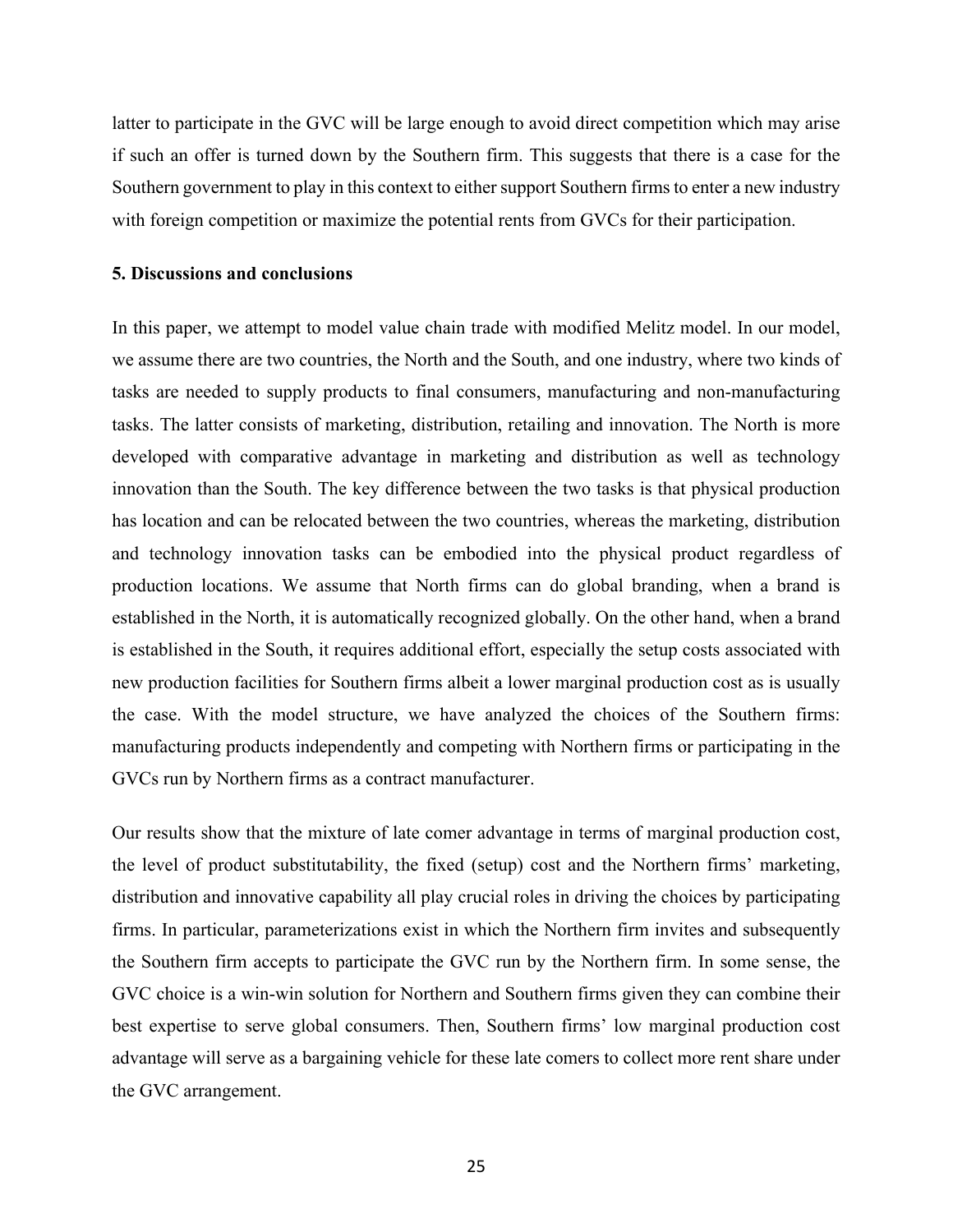latter to participate in the GVC will be large enough to avoid direct competition which may arise if such an offer is turned down by the Southern firm. This suggests that there is a case for the Southern government to play in this context to either support Southern firms to enter a new industry with foreign competition or maximize the potential rents from GVCs for their participation.

**5. Discussions and conclusions**

In this paper, we attempt to model value chain trade with modified Melitz model. In our model, we assume there are two countries, the North and the South, and one industry, where two kinds of tasks are needed to supply products to final consumers, manufacturing and non-manufacturing tasks. The latter consists of marketing, distribution, retailing and innovation. The North is more developed with comparative advantage in marketing and distribution as well as technology innovation than the South. The key difference between the two tasks is that physical production has location and can be relocated between the two countries, whereas the marketing, distribution and technology innovation tasks can be embodied into the physical product regardless of production locations. We assume that North firms can do global branding, when a brand is established in the North, it is automatically recognized globally. On the other hand, when a brand is established in the South, it requires additional effort, especially the setup costs associated with new production facilities for Southern firms albeit a lower marginal production cost as is usually the case. With the model structure, we have analyzed the choices of the Southern firms: manufacturing products independently and competing with Northern firms or participating in the GVCs run by Northern firms as a contract manufacturer.

Our results show that the mixture of late comer advantage in terms of marginal production cost, the level of product substitutability, the fixed (setup) cost and the Northern firms' marketing, distribution and innovative capability all play crucial roles in driving the choices by participating firms. In particular, parameterizations exist in which the Northern firm invites and subsequently the Southern firm accepts to participate the GVC run by the Northern firm. In some sense, the GVC choice is a win-win solution for Northern and Southern firms given they can combine their best expertise to serve global consumers. Then, Southern firms' low marginal production cost advantage will serve as a bargaining vehicle for these late comers to collect more rent share under the GVC arrangement.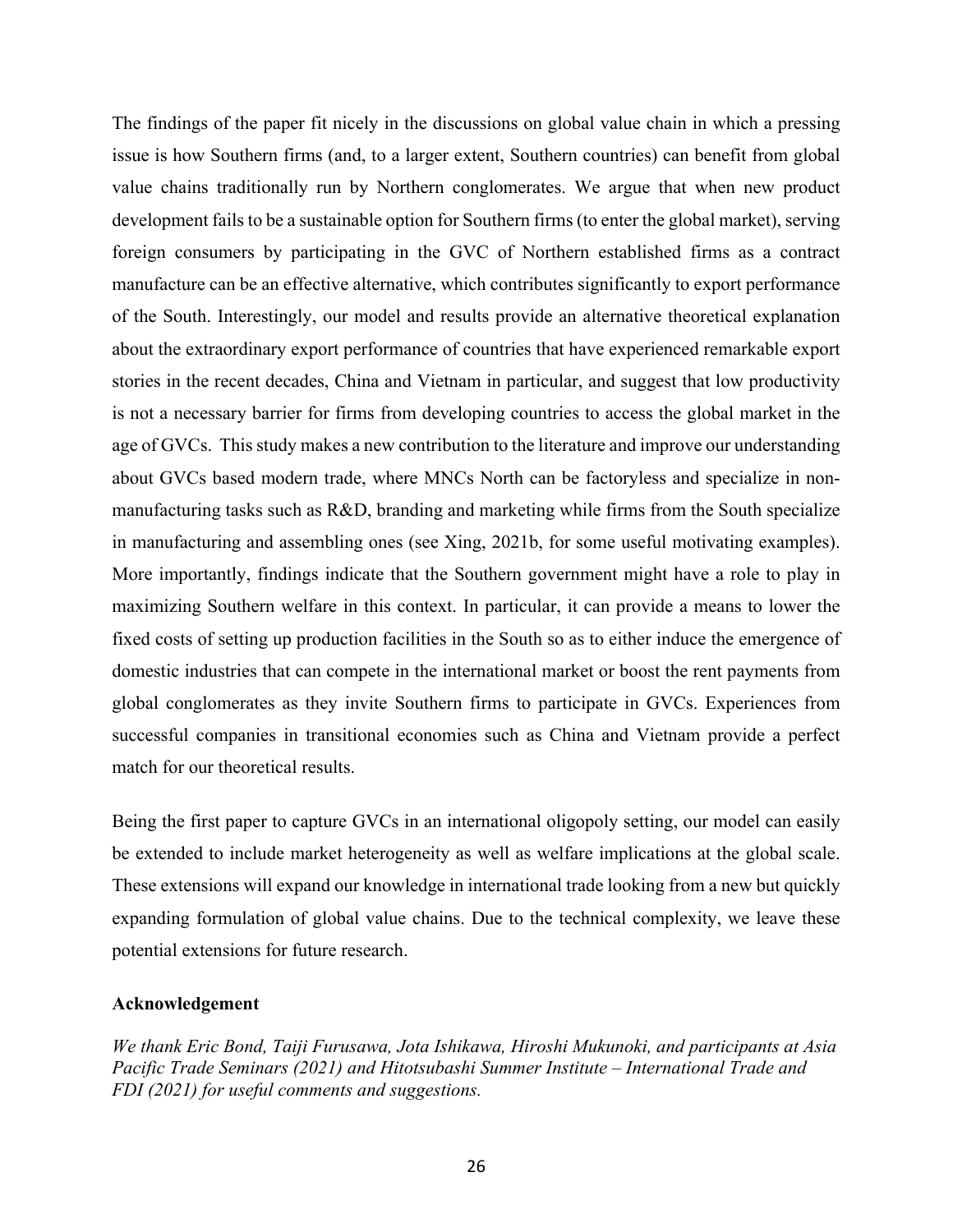The findings of the paper fit nicely in the discussions on global value chain in which a pressing issue is how Southern firms (and, to a larger extent, Southern countries) can benefit from global value chains traditionally run by Northern conglomerates. We argue that when new product development fails to be a sustainable option for Southern firms (to enter the global market), serving foreign consumers by participating in the GVC of Northern established firms as a contract manufacture can be an effective alternative, which contributes significantly to export performance of the South. Interestingly, our model and results provide an alternative theoretical explanation about the extraordinary export performance of countries that have experienced remarkable export stories in the recent decades, China and Vietnam in particular, and suggest that low productivity is not a necessary barrier for firms from developing countries to access the global market in the age of GVCs. This study makes a new contribution to the literature and improve our understanding about GVCs based modern trade, where MNCs North can be factoryless and specialize in non-manufacturing tasks such as R&D, branding and marketing while firms from the South specialize in manufacturing and assembling ones (see Xing, 2021b, for some useful motivating examples). More importantly, findings indicate that the Southern government might have a role to play in maximizing Southern welfare in this context. In particular, it can provide a means to lower the fixed costs of setting up production facilities in the South so as to either induce the emergence of domestic industries that can compete in the international market or boost the rent payments from global conglomerates as they invite Southern firms to participate in GVCs. Experiences from successful companies in transitional economies such as China and Vietnam provide a perfect match for our theoretical results.

Being the first paper to capture GVCs in an international oligopoly setting, our model can easily be extended to include market heterogeneity as well as welfare implications at the global scale. These extensions will expand our knowledge in international trade looking from a new but quickly expanding formulation of global value chains. Due to the technical complexity, we leave these potential extensions for future research.

**Acknowledgement**

*We thank Eric Bond, Taiji Furusawa, Jota Ishikawa, Hiroshi Mukunoki, and participants at Asia Pacific Trade Seminars (2021) and Hitotsubashi Summer Institute – International Trade and FDI (2021) for useful comments and suggestions.*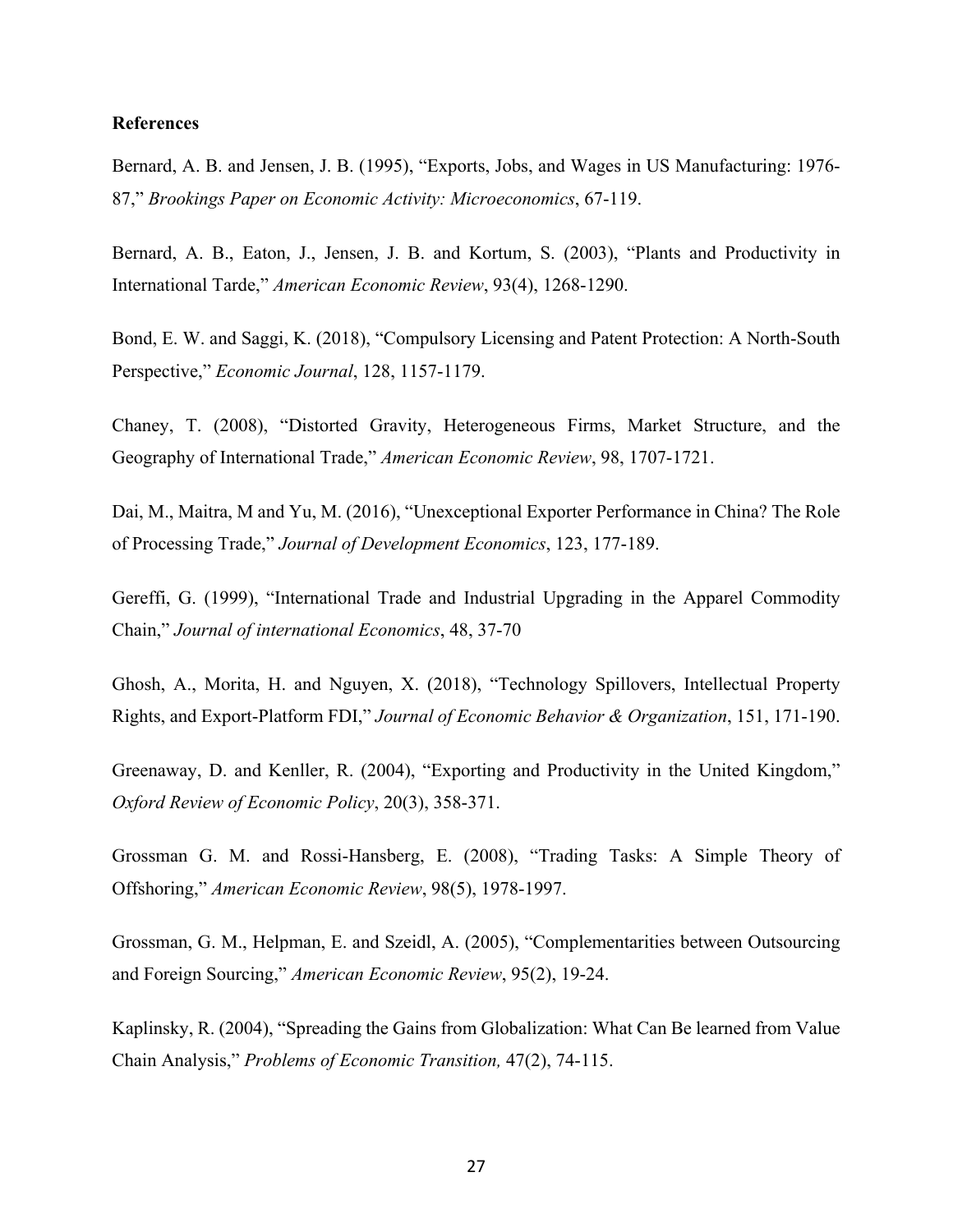**References**

Bernard, A. B. and Jensen, J. B. (1995), "Exports, Jobs, and Wages in US Manufacturing: 1976-87," *Brookings Paper on Economic Activity: Microeconomics*, 67-119.

Bernard, A. B., Eaton, J., Jensen, J. B. and Kortum, S. (2003), "Plants and Productivity in International Tarde," *American Economic Review*, 93(4), 1268-1290.

Bond, E. W. and Saggi, K. (2018), "Compulsory Licensing and Patent Protection: A North-South Perspective," *Economic Journal*, 128, 1157-1179.

Chaney, T. (2008), "Distorted Gravity, Heterogeneous Firms, Market Structure, and the Geography of International Trade," *American Economic Review*, 98, 1707-1721.

Dai, M., Maitra, M and Yu, M. (2016), "Unexceptional Exporter Performance in China? The Role of Processing Trade," *Journal of Development Economics*, 123, 177-189.

Gereffi, G. (1999), "International Trade and Industrial Upgrading in the Apparel Commodity Chain," *Journal of international Economics*, 48, 37-70

Ghosh, A., Morita, H. and Nguyen, X. (2018), "Technology Spillovers, Intellectual Property Rights, and Export-Platform FDI," *Journal of Economic Behavior & Organization*, 151, 171-190.

Greenaway, D. and Kenller, R. (2004), "Exporting and Productivity in the United Kingdom," *Oxford Review of Economic Policy*, 20(3), 358-371.

Grossman G. M. and Rossi-Hansberg, E. (2008), "Trading Tasks: A Simple Theory of Offshoring," *American Economic Review*, 98(5), 1978-1997.

Grossman, G. M., Helpman, E. and Szeidl, A. (2005), "Complementarities between Outsourcing and Foreign Sourcing," *American Economic Review*, 95(2), 19-24.

Kaplinsky, R. (2004), "Spreading the Gains from Globalization: What Can Be learned from Value Chain Analysis," *Problems of Economic Transition,* 47(2), 74-115.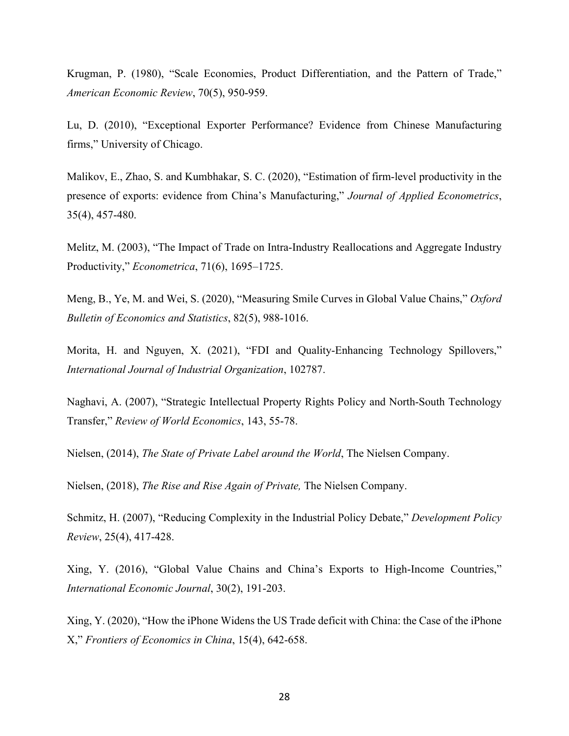Krugman, P. (1980), "Scale Economies, Product Differentiation, and the Pattern of Trade," *American Economic Review*, 70(5), 950-959.

Lu, D. (2010), "Exceptional Exporter Performance? Evidence from Chinese Manufacturing firms," University of Chicago.

Malikov, E., Zhao, S. and Kumbhakar, S. C. (2020), "Estimation of firm-level productivity in the presence of exports: evidence from China's Manufacturing," *Journal of Applied Econometrics*, 35(4), 457-480.

Melitz, M. (2003), "The Impact of Trade on Intra-Industry Reallocations and Aggregate Industry Productivity," *Econometrica*, 71(6), 1695–1725.

Meng, B., Ye, M. and Wei, S. (2020), "Measuring Smile Curves in Global Value Chains," *Oxford Bulletin of Economics and Statistics*, 82(5), 988-1016.

Morita, H. and Nguyen, X. (2021), "FDI and Quality-Enhancing Technology Spillovers," *International Journal of Industrial Organization*, 102787.

Naghavi, A. (2007), "Strategic Intellectual Property Rights Policy and North-South Technology Transfer," *Review of World Economics*, 143, 55-78.

Nielsen, (2014), *The State of Private Label around the World*, The Nielsen Company.

Nielsen, (2018), *The Rise and Rise Again of Private,* The Nielsen Company.

Schmitz, H. (2007), "Reducing Complexity in the Industrial Policy Debate," *Development Policy Review*, 25(4), 417-428.

Xing, Y. (2016), "Global Value Chains and China's Exports to High-Income Countries," *International Economic Journal*, 30(2), 191-203.

Xing, Y. (2020), "How the iPhone Widens the US Trade deficit with China: the Case of the iPhone X," *Frontiers of Economics in China*, 15(4), 642-658.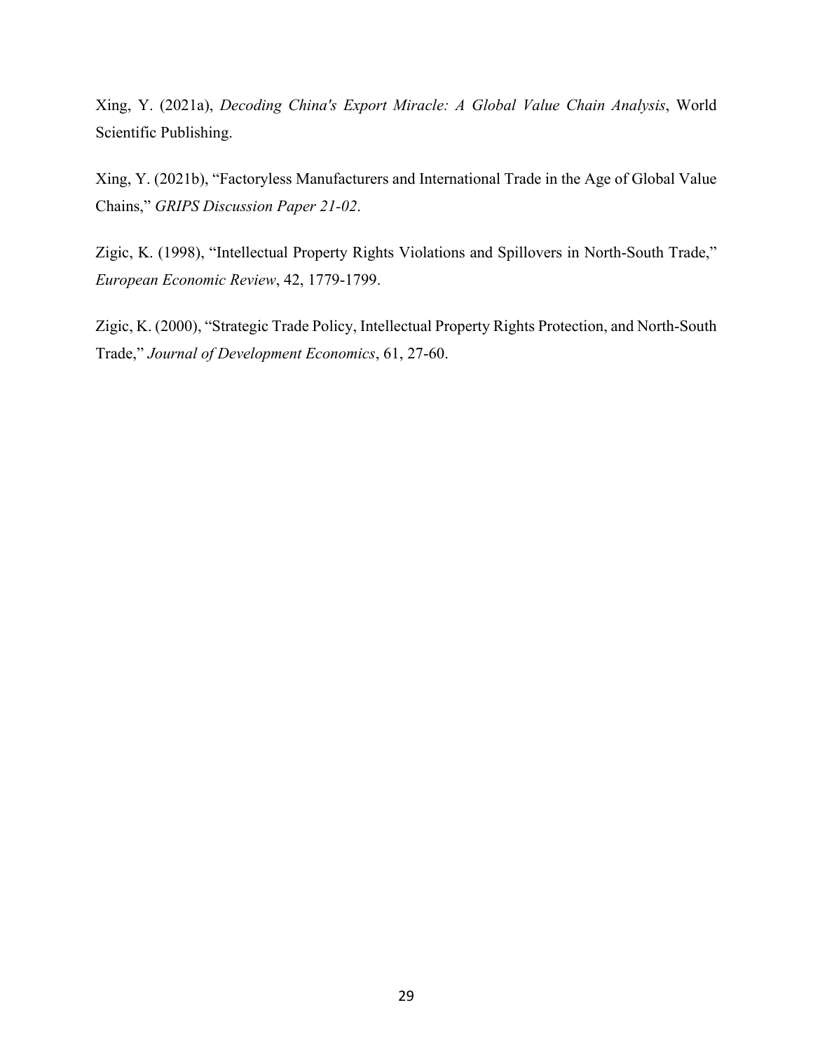Xing, Y. (2021a), *Decoding China's Export Miracle: A Global Value Chain Analysis*, World Scientific Publishing.

Xing, Y. (2021b), "Factoryless Manufacturers and International Trade in the Age of Global Value Chains," *GRIPS Discussion Paper 21-02*.

Zigic, K. (1998), "Intellectual Property Rights Violations and Spillovers in North-South Trade," *European Economic Review*, 42, 1779-1799.

Zigic, K. (2000), "Strategic Trade Policy, Intellectual Property Rights Protection, and North-South Trade," *Journal of Development Economics*, 61, 27-60.